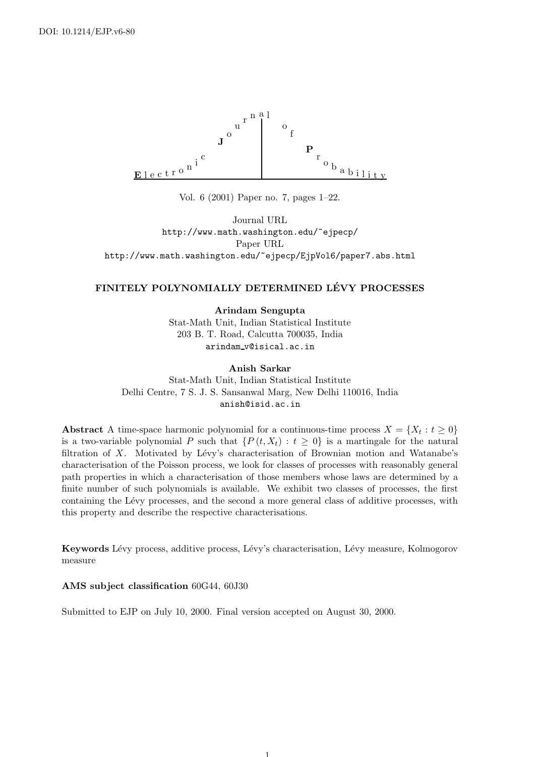DOI: 10.1214/EJP.v6-80

Electronic Journal of Probability

Vol. 6 (2001) Paper no. 7, pages 1–22.

Journal URL
http://www.math.washington.edu/~ejpecp/
Paper URL
http://www.math.washington.edu/~ejpecp/EjpVol6/paper7.abs.html

# FINITELY POLYNOMIALLY DETERMINED LÉVY PROCESSES

**Arindam Sengupta**
Stat-Math Unit, Indian Statistical Institute
203 B. T. Road, Calcutta 700035, India
arindam_v@isical.ac.in

**Anish Sarkar**
Stat-Math Unit, Indian Statistical Institute
Delhi Centre, 7 S. J. S. Sansanwal Marg, New Delhi 110016, India
anish@isid.ac.in

**Abstract** A time-space harmonic polynomial for a continuous-time process $X = \{X_t : t \geq 0\}$ is a two-variable polynomial $P$ such that $\{P(t, X_t) : t \geq 0\}$ is a martingale for the natural filtration of $X$. Motivated by Lévy's characterisation of Brownian motion and Watanabe's characterisation of the Poisson process, we look for classes of processes with reasonably general path properties in which a characterisation of those members whose laws are determined by a finite number of such polynomials is available. We exhibit two classes of processes, the first containing the Lévy processes, and the second a more general class of additive processes, with this property and describe the respective characterisations.

**Keywords** Lévy process, additive process, Lévy's characterisation, Lévy measure, Kolmogorov measure

**AMS subject classification** 60G44, 60J30

Submitted to EJP on July 10, 2000. Final version accepted on August 30, 2000.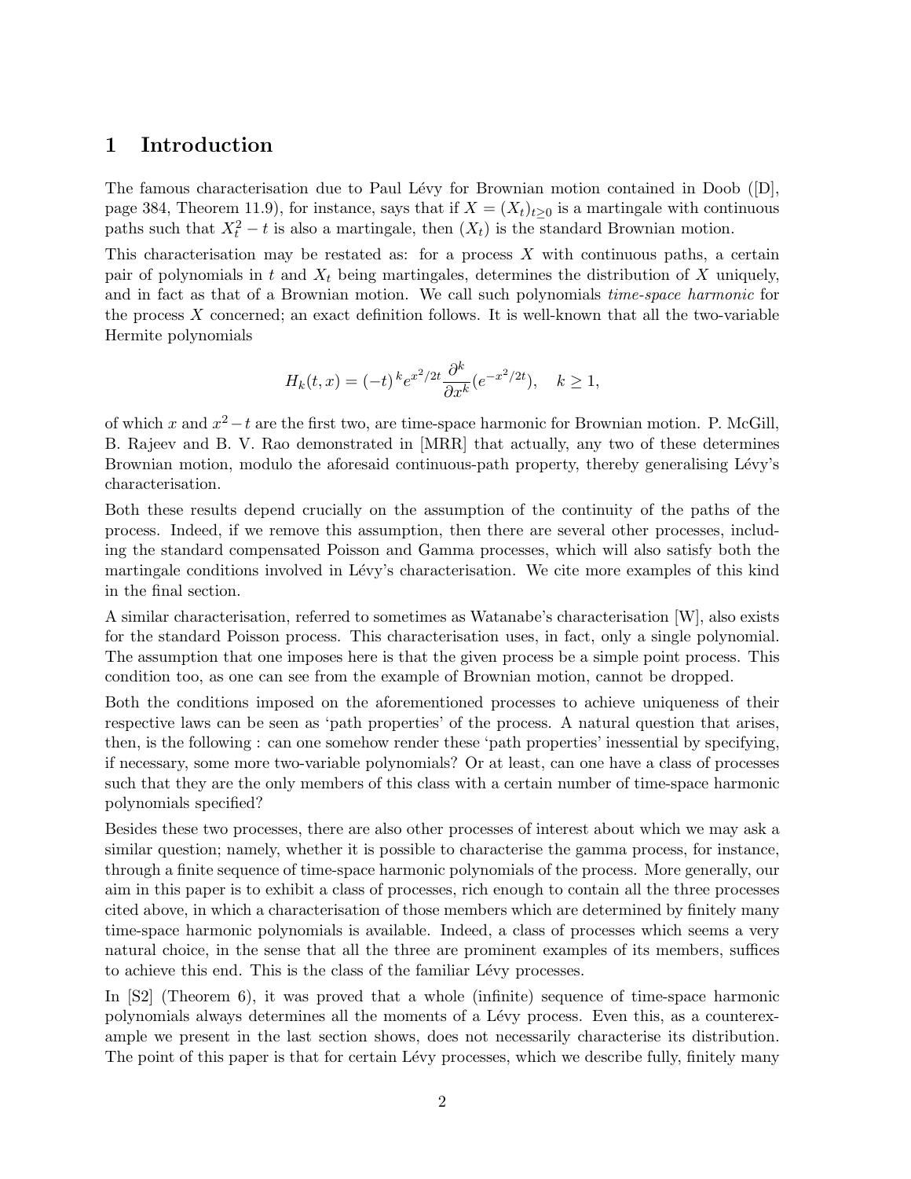# 1 Introduction

The famous characterisation due to Paul Lévy for Brownian motion contained in Doob ([D], page 384, Theorem 11.9), for instance, says that if $X = (X_t)_{t \geq 0}$ is a martingale with continuous paths such that $X_t^2 - t$ is also a martingale, then $(X_t)$ is the standard Brownian motion.

This characterisation may be restated as: for a process $X$ with continuous paths, a certain pair of polynomials in $t$ and $X_t$ being martingales, determines the distribution of $X$ uniquely, and in fact as that of a Brownian motion. We call such polynomials *time-space harmonic* for the process $X$ concerned; an exact definition follows. It is well-known that all the two-variable Hermite polynomials

$$H_k(t,x) = (-t)^k e^{x^2/2t} \frac{\partial^k}{\partial x^k}(e^{-x^2/2t}), \quad k \geq 1,$$

of which $x$ and $x^2 - t$ are the first two, are time-space harmonic for Brownian motion. P. McGill, B. Rajeev and B. V. Rao demonstrated in [MRR] that actually, any two of these determines Brownian motion, modulo the aforesaid continuous-path property, thereby generalising Lévy's characterisation.

Both these results depend crucially on the assumption of the continuity of the paths of the process. Indeed, if we remove this assumption, then there are several other processes, including the standard compensated Poisson and Gamma processes, which will also satisfy both the martingale conditions involved in Lévy's characterisation. We cite more examples of this kind in the final section.

A similar characterisation, referred to sometimes as Watanabe's characterisation [W], also exists for the standard Poisson process. This characterisation uses, in fact, only a single polynomial. The assumption that one imposes here is that the given process be a simple point process. This condition too, as one can see from the example of Brownian motion, cannot be dropped.

Both the conditions imposed on the aforementioned processes to achieve uniqueness of their respective laws can be seen as 'path properties' of the process. A natural question that arises, then, is the following : can one somehow render these 'path properties' inessential by specifying, if necessary, some more two-variable polynomials? Or at least, can one have a class of processes such that they are the only members of this class with a certain number of time-space harmonic polynomials specified?

Besides these two processes, there are also other processes of interest about which we may ask a similar question; namely, whether it is possible to characterise the gamma process, for instance, through a finite sequence of time-space harmonic polynomials of the process. More generally, our aim in this paper is to exhibit a class of processes, rich enough to contain all the three processes cited above, in which a characterisation of those members which are determined by finitely many time-space harmonic polynomials is available. Indeed, a class of processes which seems a very natural choice, in the sense that all the three are prominent examples of its members, suffices to achieve this end. This is the class of the familiar Lévy processes.

In [S2] (Theorem 6), it was proved that a whole (infinite) sequence of time-space harmonic polynomials always determines all the moments of a Lévy process. Even this, as a counterexample we present in the last section shows, does not necessarily characterise its distribution. The point of this paper is that for certain Lévy processes, which we describe fully, finitely many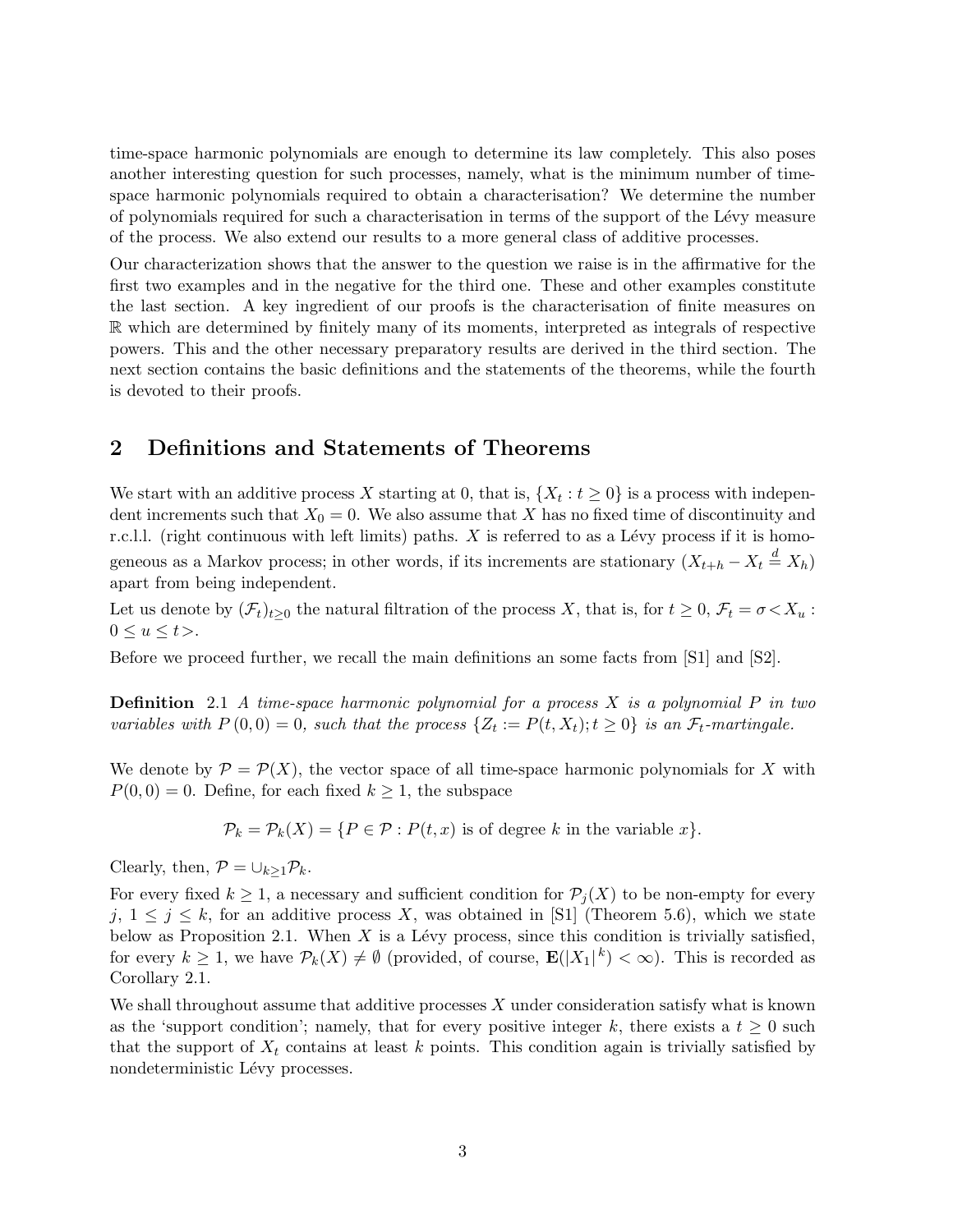time-space harmonic polynomials are enough to determine its law completely. This also poses another interesting question for such processes, namely, what is the minimum number of time-space harmonic polynomials required to obtain a characterisation? We determine the number of polynomials required for such a characterisation in terms of the support of the Lévy measure of the process. We also extend our results to a more general class of additive processes.

Our characterization shows that the answer to the question we raise is in the affirmative for the first two examples and in the negative for the third one. These and other examples constitute the last section. A key ingredient of our proofs is the characterisation of finite measures on $\mathbb{R}$ which are determined by finitely many of its moments, interpreted as integrals of respective powers. This and the other necessary preparatory results are derived in the third section. The next section contains the basic definitions and the statements of the theorems, while the fourth is devoted to their proofs.

## 2 Definitions and Statements of Theorems

We start with an additive process $X$ starting at 0, that is, $\{X_t : t \geq 0\}$ is a process with independent increments such that $X_0 = 0$. We also assume that $X$ has no fixed time of discontinuity and r.c.l.l. (right continuous with left limits) paths. $X$ is referred to as a Lévy process if it is homogeneous as a Markov process; in other words, if its increments are stationary ($X_{t+h} - X_t \stackrel{d}{=} X_h$) apart from being independent.

Let us denote by $(\mathcal{F}_t)_{t\geq 0}$ the natural filtration of the process $X$, that is, for $t \geq 0$, $\mathcal{F}_t = \sigma\!<\!X_u : 0 \leq u \leq t\!>$.

Before we proceed further, we recall the main definitions an some facts from [S1] and [S2].

**Definition** 2.1 *A time-space harmonic polynomial for a process $X$ is a polynomial $P$ in two variables with $P(0,0) = 0$, such that the process $\{Z_t := P(t, X_t); t \geq 0\}$ is an $\mathcal{F}_t$-martingale.*

We denote by $\mathcal{P} = \mathcal{P}(X)$, the vector space of all time-space harmonic polynomials for $X$ with $P(0,0) = 0$. Define, for each fixed $k \geq 1$, the subspace

$$\mathcal{P}_k = \mathcal{P}_k(X) = \{P \in \mathcal{P} : P(t,x) \text{ is of degree } k \text{ in the variable } x\}.$$

Clearly, then, $\mathcal{P} = \cup_{k\geq 1}\mathcal{P}_k$.

For every fixed $k \geq 1$, a necessary and sufficient condition for $\mathcal{P}_j(X)$ to be non-empty for every $j$, $1 \leq j \leq k$, for an additive process $X$, was obtained in [S1] (Theorem 5.6), which we state below as Proposition 2.1. When $X$ is a Lévy process, since this condition is trivially satisfied, for every $k \geq 1$, we have $\mathcal{P}_k(X) \neq \emptyset$ (provided, of course, $\mathbf{E}(|X_1|^k) < \infty$). This is recorded as Corollary 2.1.

We shall throughout assume that additive processes $X$ under consideration satisfy what is known as the 'support condition'; namely, that for every positive integer $k$, there exists a $t \geq 0$ such that the support of $X_t$ contains at least $k$ points. This condition again is trivially satisfied by nondeterministic Lévy processes.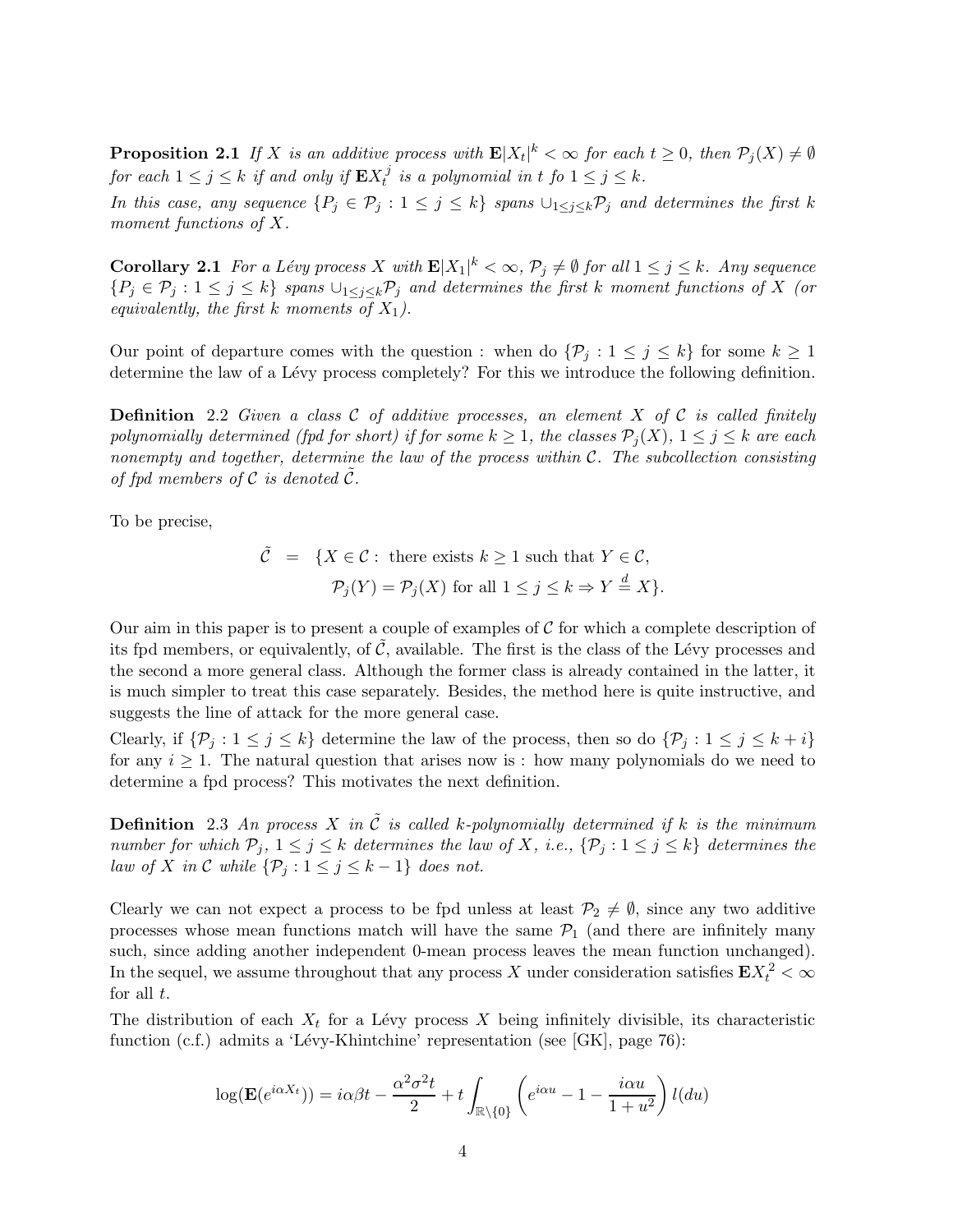**Proposition 2.1** *If $X$ is an additive process with $\mathbf{E}|X_t|^k < \infty$ for each $t \geq 0$, then $\mathcal{P}_j(X) \neq \emptyset$ for each $1 \leq j \leq k$ if and only if $\mathbf{E}X_t^j$ is a polynomial in $t$ fo $1 \leq j \leq k$.*

*In this case, any sequence $\{P_j \in \mathcal{P}_j : 1 \leq j \leq k\}$ spans $\cup_{1 \leq j \leq k} \mathcal{P}_j$ and determines the first $k$ moment functions of $X$.*

**Corollary 2.1** *For a Lévy process $X$ with $\mathbf{E}|X_1|^k < \infty$, $\mathcal{P}_j \neq \emptyset$ for all $1 \leq j \leq k$. Any sequence $\{P_j \in \mathcal{P}_j : 1 \leq j \leq k\}$ spans $\cup_{1 \leq j \leq k} \mathcal{P}_j$ and determines the first $k$ moment functions of $X$ (or equivalently, the first $k$ moments of $X_1$).*

Our point of departure comes with the question : when do $\{\mathcal{P}_j : 1 \leq j \leq k\}$ for some $k \geq 1$ determine the law of a Lévy process completely? For this we introduce the following definition.

**Definition** 2.2 *Given a class $\mathcal{C}$ of additive processes, an element $X$ of $\mathcal{C}$ is called finitely polynomially determined (fpd for short) if for some $k \geq 1$, the classes $\mathcal{P}_j(X)$, $1 \leq j \leq k$ are each nonempty and together, determine the law of the process within $\mathcal{C}$. The subcollection consisting of fpd members of $\mathcal{C}$ is denoted $\tilde{\mathcal{C}}$.*

To be precise,

$$
\begin{aligned}
\tilde{\mathcal{C}} \;\; = \;\; & \{X \in \mathcal{C} : \text{ there exists } k \geq 1 \text{ such that } Y \in \mathcal{C}, \\
& \mathcal{P}_j(Y) = \mathcal{P}_j(X) \text{ for all } 1 \leq j \leq k \Rightarrow Y \stackrel{d}{=} X\}.
\end{aligned}
$$

Our aim in this paper is to present a couple of examples of $\mathcal{C}$ for which a complete description of its fpd members, or equivalently, of $\tilde{\mathcal{C}}$, available. The first is the class of the Lévy processes and the second a more general class. Although the former class is already contained in the latter, it is much simpler to treat this case separately. Besides, the method here is quite instructive, and suggests the line of attack for the more general case.

Clearly, if $\{\mathcal{P}_j : 1 \leq j \leq k\}$ determine the law of the process, then so do $\{\mathcal{P}_j : 1 \leq j \leq k + i\}$ for any $i \geq 1$. The natural question that arises now is : how many polynomials do we need to determine a fpd process? This motivates the next definition.

**Definition** 2.3 *An process $X$ in $\tilde{\mathcal{C}}$ is called $k$-polynomially determined if $k$ is the minimum number for which $\mathcal{P}_j$, $1 \leq j \leq k$ determines the law of $X$, i.e., $\{\mathcal{P}_j : 1 \leq j \leq k\}$ determines the law of $X$ in $\mathcal{C}$ while $\{\mathcal{P}_j : 1 \leq j \leq k - 1\}$ does not.*

Clearly we can not expect a process to be fpd unless at least $\mathcal{P}_2 \neq \emptyset$, since any two additive processes whose mean functions match will have the same $\mathcal{P}_1$ (and there are infinitely many such, since adding another independent 0-mean process leaves the mean function unchanged). In the sequel, we assume throughout that any process $X$ under consideration satisfies $\mathbf{E}X_t^2 < \infty$ for all $t$.

The distribution of each $X_t$ for a Lévy process $X$ being infinitely divisible, its characteristic function (c.f.) admits a 'Lévy-Khintchine' representation (see [GK], page 76):

$$
\log(\mathbf{E}(e^{i\alpha X_t})) = i\alpha\beta t - \frac{\alpha^2\sigma^2 t}{2} + t\int_{\mathbb{R}\setminus\{0\}} \left(e^{i\alpha u} - 1 - \frac{i\alpha u}{1+u^2}\right) l(du)
$$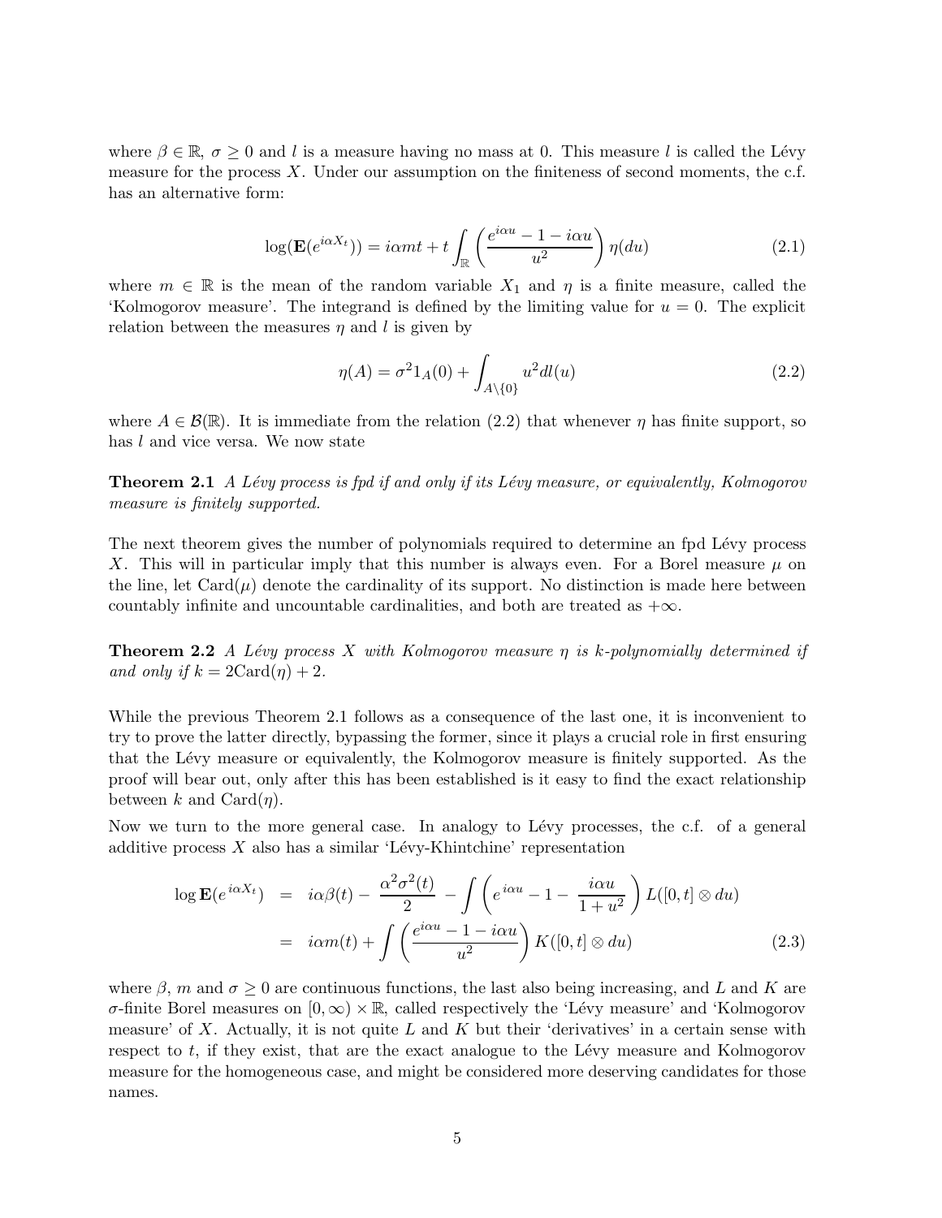where $\beta \in \mathbb{R}$, $\sigma \geq 0$ and $l$ is a measure having no mass at 0. This measure $l$ is called the Lévy measure for the process $X$. Under our assumption on the finiteness of second moments, the c.f. has an alternative form:

$$\log(\mathbf{E}(e^{i\alpha X_t})) = i\alpha m t + t \int_{\mathbb{R}} \left( \frac{e^{i\alpha u} - 1 - i\alpha u}{u^2} \right) \eta(du) \tag{2.1}$$

where $m \in \mathbb{R}$ is the mean of the random variable $X_1$ and $\eta$ is a finite measure, called the 'Kolmogorov measure'. The integrand is defined by the limiting value for $u = 0$. The explicit relation between the measures $\eta$ and $l$ is given by

$$\eta(A) = \sigma^2 1_A(0) + \int_{A \setminus \{0\}} u^2 dl(u) \tag{2.2}$$

where $A \in \mathcal{B}(\mathbb{R})$. It is immediate from the relation (2.2) that whenever $\eta$ has finite support, so has $l$ and vice versa. We now state

**Theorem 2.1** *A Lévy process is fpd if and only if its Lévy measure, or equivalently, Kolmogorov measure is finitely supported.*

The next theorem gives the number of polynomials required to determine an fpd Lévy process $X$. This will in particular imply that this number is always even. For a Borel measure $\mu$ on the line, let $\mathrm{Card}(\mu)$ denote the cardinality of its support. No distinction is made here between countably infinite and uncountable cardinalities, and both are treated as $+\infty$.

**Theorem 2.2** *A Lévy process $X$ with Kolmogorov measure $\eta$ is $k$-polynomially determined if and only if $k = 2\mathrm{Card}(\eta) + 2$.*

While the previous Theorem 2.1 follows as a consequence of the last one, it is inconvenient to try to prove the latter directly, bypassing the former, since it plays a crucial role in first ensuring that the Lévy measure or equivalently, the Kolmogorov measure is finitely supported. As the proof will bear out, only after this has been established is it easy to find the exact relationship between $k$ and $\mathrm{Card}(\eta)$.

Now we turn to the more general case. In analogy to Lévy processes, the c.f. of a general additive process $X$ also has a similar 'Lévy-Khintchine' representation

$$\begin{aligned}
\log \mathbf{E}(e^{i\alpha X_t}) &= i\alpha\beta(t) - \frac{\alpha^2\sigma^2(t)}{2} - \int \left( e^{i\alpha u} - 1 - \frac{i\alpha u}{1+u^2} \right) L([0,t] \otimes du) \\
&= i\alpha m(t) + \int \left( \frac{e^{i\alpha u} - 1 - i\alpha u}{u^2} \right) K([0,t] \otimes du)
\end{aligned} \tag{2.3}$$

where $\beta$, $m$ and $\sigma \geq 0$ are continuous functions, the last also being increasing, and $L$ and $K$ are $\sigma$-finite Borel measures on $[0,\infty) \times \mathbb{R}$, called respectively the 'Lévy measure' and 'Kolmogorov measure' of $X$. Actually, it is not quite $L$ and $K$ but their 'derivatives' in a certain sense with respect to $t$, if they exist, that are the exact analogue to the Lévy measure and Kolmogorov measure for the homogeneous case, and might be considered more deserving candidates for those names.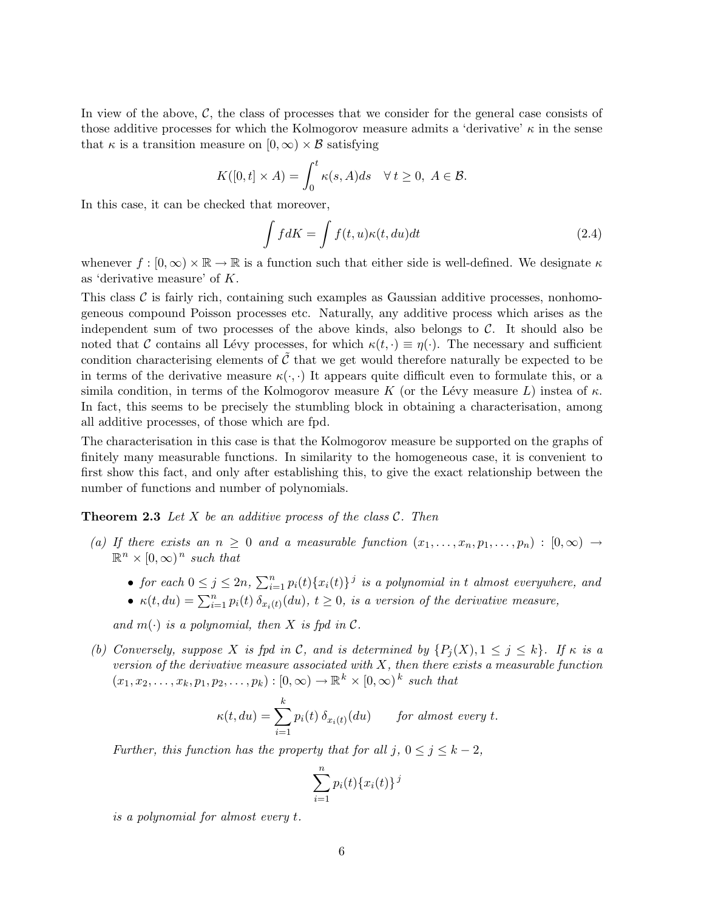In view of the above, $\mathcal{C}$, the class of processes that we consider for the general case consists of those additive processes for which the Kolmogorov measure admits a 'derivative' $\kappa$ in the sense that $\kappa$ is a transition measure on $[0,\infty) \times \mathcal{B}$ satisfying

$$K([0,t] \times A) = \int_0^t \kappa(s, A) ds \quad \forall\, t \geq 0,\ A \in \mathcal{B}.$$

In this case, it can be checked that moreover,

$$\int f dK = \int f(t,u)\kappa(t,du)dt \tag{2.4}$$

whenever $f : [0,\infty) \times \mathbb{R} \to \mathbb{R}$ is a function such that either side is well-defined. We designate $\kappa$ as 'derivative measure' of $K$.

This class $\mathcal{C}$ is fairly rich, containing such examples as Gaussian additive processes, nonhomogeneous compound Poisson processes etc. Naturally, any additive process which arises as the independent sum of two processes of the above kinds, also belongs to $\mathcal{C}$. It should also be noted that $\mathcal{C}$ contains all Lévy processes, for which $\kappa(t,\cdot) \equiv \eta(\cdot)$. The necessary and sufficient condition characterising elements of $\tilde{\mathcal{C}}$ that we get would therefore naturally be expected to be in terms of the derivative measure $\kappa(\cdot,\cdot)$ It appears quite difficult even to formulate this, or a simila condition, in terms of the Kolmogorov measure $K$ (or the Lévy measure $L$) instea of $\kappa$. In fact, this seems to be precisely the stumbling block in obtaining a characterisation, among all additive processes, of those which are fpd.

The characterisation in this case is that the Kolmogorov measure be supported on the graphs of finitely many measurable functions. In similarity to the homogeneous case, it is convenient to first show this fact, and only after establishing this, to give the exact relationship between the number of functions and number of polynomials.

**Theorem 2.3** *Let $X$ be an additive process of the class $\mathcal{C}$. Then*

*(a) If there exists an $n \geq 0$ and a measurable function $(x_1,\ldots,x_n,p_1,\ldots,p_n) : [0,\infty) \to \mathbb{R}^n \times [0,\infty)^n$ such that*

- *for each $0 \leq j \leq 2n$, $\sum_{i=1}^n p_i(t)\{x_i(t)\}^j$ is a polynomial in $t$ almost everywhere, and*
- *$\kappa(t,du) = \sum_{i=1}^n p_i(t)\,\delta_{x_i(t)}(du)$, $t \geq 0$, is a version of the derivative measure,*

*and $m(\cdot)$ is a polynomial, then $X$ is fpd in $\mathcal{C}$.*

*(b) Conversely, suppose $X$ is fpd in $\mathcal{C}$, and is determined by $\{P_j(X), 1 \leq j \leq k\}$. If $\kappa$ is a version of the derivative measure associated with $X$, then there exists a measurable function $(x_1,x_2,\ldots,x_k,p_1,p_2,\ldots,p_k) : [0,\infty) \to \mathbb{R}^k \times [0,\infty)^k$ such that*

$$\kappa(t,du) = \sum_{i=1}^k p_i(t)\,\delta_{x_i(t)}(du) \qquad \textit{for almost every } t.$$

*Further, this function has the property that for all $j$, $0 \leq j \leq k-2$,*

$$\sum_{i=1}^n p_i(t)\{x_i(t)\}^j$$

*is a polynomial for almost every $t$.*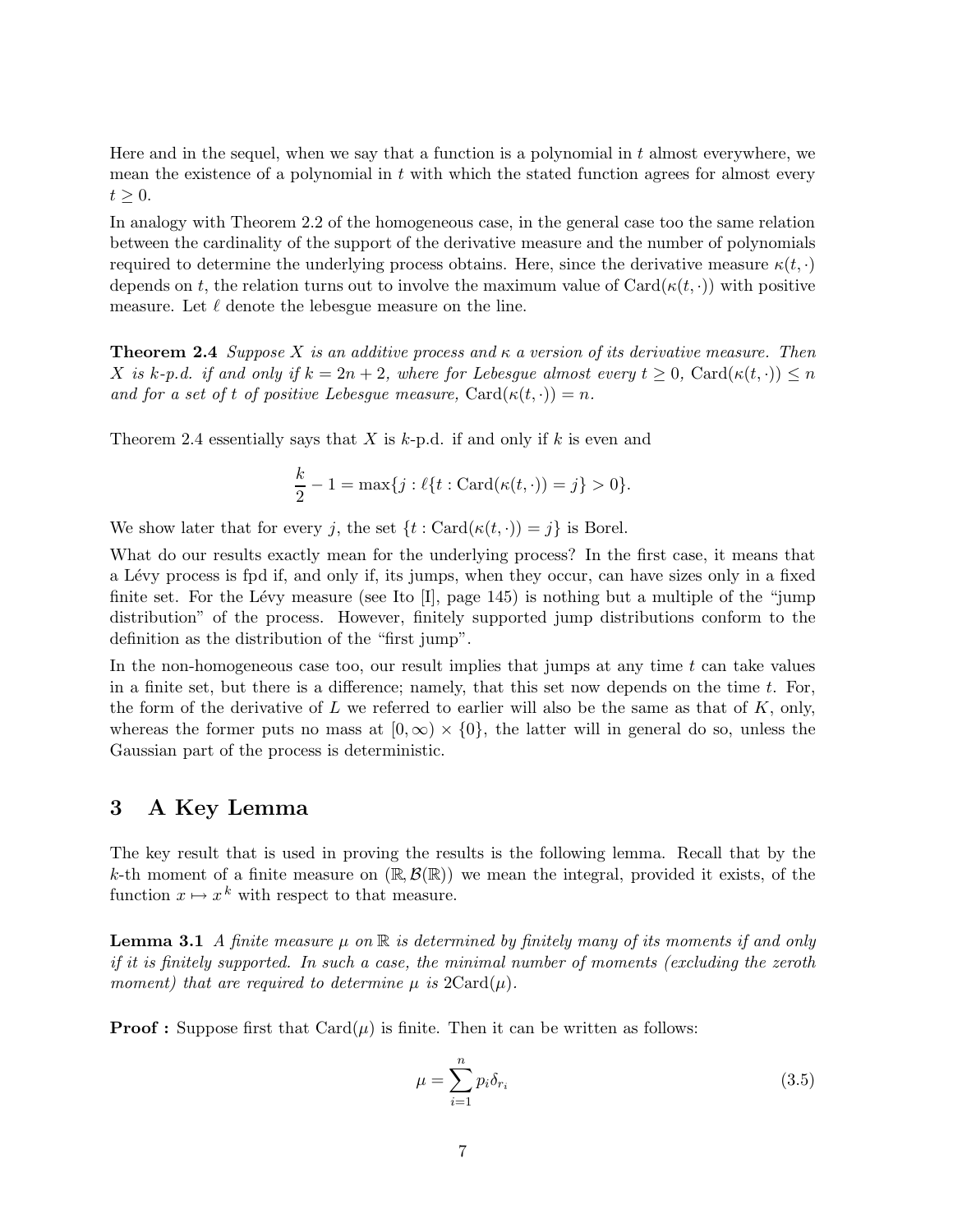Here and in the sequel, when we say that a function is a polynomial in $t$ almost everywhere, we mean the existence of a polynomial in $t$ with which the stated function agrees for almost every $t \geq 0$.

In analogy with Theorem 2.2 of the homogeneous case, in the general case too the same relation between the cardinality of the support of the derivative measure and the number of polynomials required to determine the underlying process obtains. Here, since the derivative measure $\kappa(t, \cdot)$ depends on $t$, the relation turns out to involve the maximum value of $\mathrm{Card}(\kappa(t, \cdot))$ with positive measure. Let $\ell$ denote the lebesgue measure on the line.

**Theorem 2.4** *Suppose $X$ is an additive process and $\kappa$ a version of its derivative measure. Then $X$ is $k$-p.d. if and only if $k = 2n + 2$, where for Lebesgue almost every $t \geq 0$, $\mathrm{Card}(\kappa(t, \cdot)) \leq n$ and for a set of $t$ of positive Lebesgue measure, $\mathrm{Card}(\kappa(t, \cdot)) = n$.*

Theorem 2.4 essentially says that $X$ is $k$-p.d. if and only if $k$ is even and

$$\frac{k}{2} - 1 = \max\{j : \ell\{t : \mathrm{Card}(\kappa(t, \cdot)) = j\} > 0\}.$$

We show later that for every $j$, the set $\{t : \mathrm{Card}(\kappa(t, \cdot)) = j\}$ is Borel.

What do our results exactly mean for the underlying process? In the first case, it means that a Lévy process is fpd if, and only if, its jumps, when they occur, can have sizes only in a fixed finite set. For the Lévy measure (see Ito [I], page 145) is nothing but a multiple of the "jump distribution" of the process. However, finitely supported jump distributions conform to the definition as the distribution of the "first jump".

In the non-homogeneous case too, our result implies that jumps at any time $t$ can take values in a finite set, but there is a difference; namely, that this set now depends on the time $t$. For, the form of the derivative of $L$ we referred to earlier will also be the same as that of $K$, only, whereas the former puts no mass at $[0, \infty) \times \{0\}$, the latter will in general do so, unless the Gaussian part of the process is deterministic.

## 3 A Key Lemma

The key result that is used in proving the results is the following lemma. Recall that by the $k$-th moment of a finite measure on $(\mathbb{R}, \mathcal{B}(\mathbb{R}))$ we mean the integral, provided it exists, of the function $x \mapsto x^k$ with respect to that measure.

**Lemma 3.1** *A finite measure $\mu$ on $\mathbb{R}$ is determined by finitely many of its moments if and only if it is finitely supported. In such a case, the minimal number of moments (excluding the zeroth moment) that are required to determine $\mu$ is $2\mathrm{Card}(\mu)$.*

**Proof :** Suppose first that $\mathrm{Card}(\mu)$ is finite. Then it can be written as follows:

$$\mu = \sum_{i=1}^{n} p_i \delta_{r_i} \tag{3.5}$$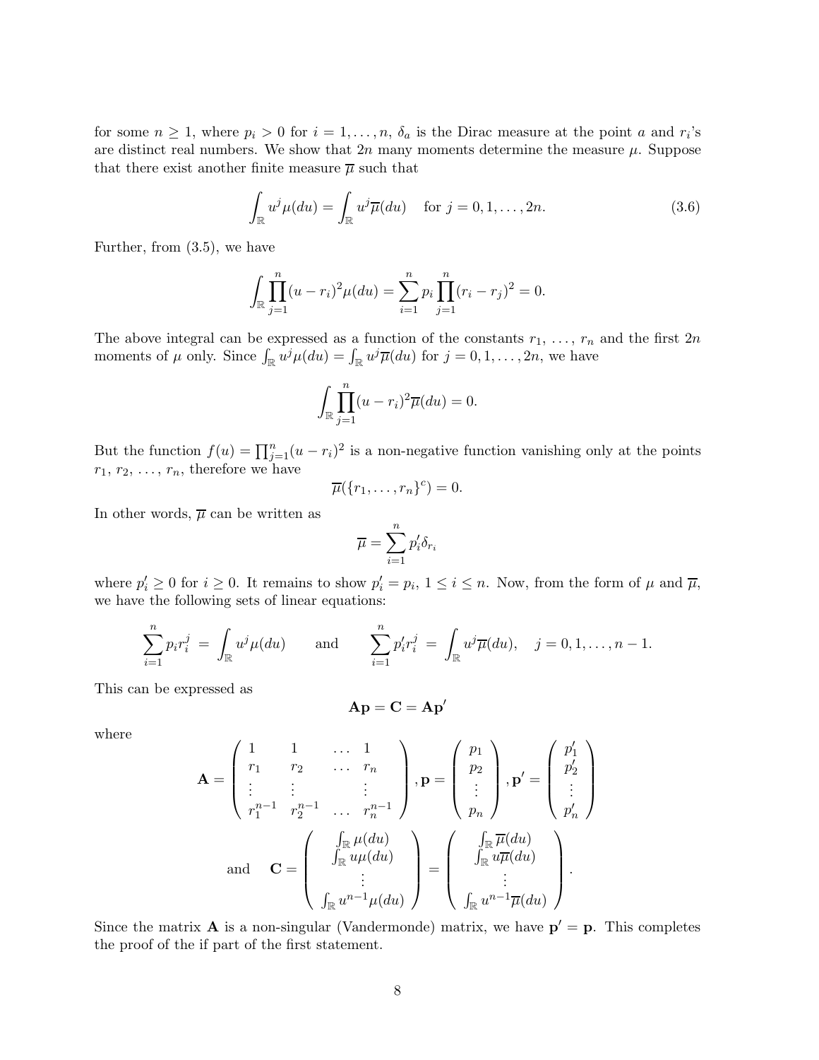for some $n \geq 1$, where $p_i > 0$ for $i = 1, \ldots, n$, $\delta_a$ is the Dirac measure at the point $a$ and $r_i$'s are distinct real numbers. We show that $2n$ many moments determine the measure $\mu$. Suppose that there exist another finite measure $\overline{\mu}$ such that

$$\int_{\mathbb{R}} u^j \mu(du) = \int_{\mathbb{R}} u^j \overline{\mu}(du) \quad \text{for } j = 0, 1, \ldots, 2n. \tag{3.6}$$

Further, from (3.5), we have

$$\int_{\mathbb{R}} \prod_{j=1}^{n} (u - r_i)^2 \mu(du) = \sum_{i=1}^{n} p_i \prod_{j=1}^{n} (r_i - r_j)^2 = 0.$$

The above integral can be expressed as a function of the constants $r_1, \ldots, r_n$ and the first $2n$ moments of $\mu$ only. Since $\int_{\mathbb{R}} u^j \mu(du) = \int_{\mathbb{R}} u^j \overline{\mu}(du)$ for $j = 0, 1, \ldots, 2n$, we have

$$\int_{\mathbb{R}} \prod_{j=1}^{n} (u - r_i)^2 \overline{\mu}(du) = 0.$$

But the function $f(u) = \prod_{j=1}^{n} (u - r_i)^2$ is a non-negative function vanishing only at the points $r_1, r_2, \ldots, r_n$, therefore we have

$$\overline{\mu}(\{r_1, \ldots, r_n\}^c) = 0.$$

In other words, $\overline{\mu}$ can be written as

$$\overline{\mu} = \sum_{i=1}^{n} p_i' \delta_{r_i}$$

where $p_i' \geq 0$ for $i \geq 0$. It remains to show $p_i' = p_i$, $1 \leq i \leq n$. Now, from the form of $\mu$ and $\overline{\mu}$, we have the following sets of linear equations:

$$\sum_{i=1}^{n} p_i r_i^j = \int_{\mathbb{R}} u^j \mu(du) \qquad \text{and} \qquad \sum_{i=1}^{n} p_i' r_i^j = \int_{\mathbb{R}} u^j \overline{\mu}(du), \quad j = 0, 1, \ldots, n-1.$$

This can be expressed as

$$\mathbf{A}\mathbf{p} = \mathbf{C} = \mathbf{A}\mathbf{p}'$$

where

$$\mathbf{A} = \begin{pmatrix} 1 & 1 & \ldots & 1 \\ r_1 & r_2 & \ldots & r_n \\ \vdots & \vdots & & \vdots \\ r_1^{n-1} & r_2^{n-1} & \ldots & r_n^{n-1} \end{pmatrix}, \mathbf{p} = \begin{pmatrix} p_1 \\ p_2 \\ \vdots \\ p_n \end{pmatrix}, \mathbf{p}' = \begin{pmatrix} p_1' \\ p_2' \\ \vdots \\ p_n' \end{pmatrix}$$

$$\text{and} \quad \mathbf{C} = \begin{pmatrix} \int_{\mathbb{R}} \mu(du) \\ \int_{\mathbb{R}} u \mu(du) \\ \vdots \\ \int_{\mathbb{R}} u^{n-1} \mu(du) \end{pmatrix} = \begin{pmatrix} \int_{\mathbb{R}} \overline{\mu}(du) \\ \int_{\mathbb{R}} u \overline{\mu}(du) \\ \vdots \\ \int_{\mathbb{R}} u^{n-1} \overline{\mu}(du) \end{pmatrix}.$$

Since the matrix $\mathbf{A}$ is a non-singular (Vandermonde) matrix, we have $\mathbf{p}' = \mathbf{p}$. This completes the proof of the if part of the first statement.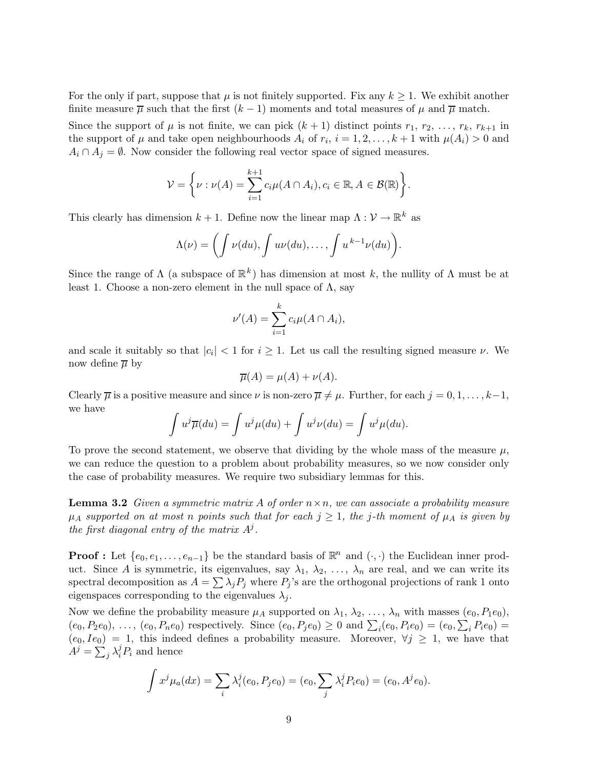For the only if part, suppose that $\mu$ is not finitely supported. Fix any $k \geq 1$. We exhibit another finite measure $\overline{\mu}$ such that the first $(k-1)$ moments and total measures of $\mu$ and $\overline{\mu}$ match.

Since the support of $\mu$ is not finite, we can pick $(k+1)$ distinct points $r_1, r_2, \ldots, r_k, r_{k+1}$ in the support of $\mu$ and take open neighbourhoods $A_i$ of $r_i$, $i = 1, 2, \ldots, k+1$ with $\mu(A_i) > 0$ and $A_i \cap A_j = \emptyset$. Now consider the following real vector space of signed measures.

$$\mathcal{V} = \left\{ \nu : \nu(A) = \sum_{i=1}^{k+1} c_i \mu(A \cap A_i), c_i \in \mathbb{R}, A \in \mathcal{B}(\mathbb{R}) \right\}.$$

This clearly has dimension $k+1$. Define now the linear map $\Lambda : \mathcal{V} \to \mathbb{R}^k$ as

$$\Lambda(\nu) = \left( \int \nu(du), \int u\nu(du), \ldots, \int u^{k-1}\nu(du) \right).$$

Since the range of $\Lambda$ (a subspace of $\mathbb{R}^k$) has dimension at most $k$, the nullity of $\Lambda$ must be at least 1. Choose a non-zero element in the null space of $\Lambda$, say

$$\nu'(A) = \sum_{i=1}^{k} c_i \mu(A \cap A_i),$$

and scale it suitably so that $|c_i| < 1$ for $i \geq 1$. Let us call the resulting signed measure $\nu$. We now define $\overline{\mu}$ by

$$\overline{\mu}(A) = \mu(A) + \nu(A).$$

Clearly $\overline{\mu}$ is a positive measure and since $\nu$ is non-zero $\overline{\mu} \neq \mu$. Further, for each $j = 0, 1, \ldots, k-1$, we have

$$\int u^j \overline{\mu}(du) = \int u^j \mu(du) + \int u^j \nu(du) = \int u^j \mu(du).$$

To prove the second statement, we observe that dividing by the whole mass of the measure $\mu$, we can reduce the question to a problem about probability measures, so we now consider only the case of probability measures. We require two subsidiary lemmas for this.

**Lemma 3.2** *Given a symmetric matrix $A$ of order $n \times n$, we can associate a probability measure $\mu_A$ supported on at most $n$ points such that for each $j \geq 1$, the $j$-th moment of $\mu_A$ is given by the first diagonal entry of the matrix $A^j$.*

**Proof :** Let $\{e_0, e_1, \ldots, e_{n-1}\}$ be the standard basis of $\mathbb{R}^n$ and $(\cdot, \cdot)$ the Euclidean inner product. Since $A$ is symmetric, its eigenvalues, say $\lambda_1, \lambda_2, \ldots, \lambda_n$ are real, and we can write its spectral decomposition as $A = \sum \lambda_j P_j$ where $P_j$'s are the orthogonal projections of rank 1 onto eigenspaces corresponding to the eigenvalues $\lambda_j$.

Now we define the probability measure $\mu_A$ supported on $\lambda_1, \lambda_2, \ldots, \lambda_n$ with masses $(e_0, P_1 e_0)$, $(e_0, P_2 e_0)$, $\ldots$, $(e_0, P_n e_0)$ respectively. Since $(e_0, P_j e_0) \geq 0$ and $\sum_i (e_0, P_i e_0) = (e_0, \sum_i P_i e_0) = (e_0, I e_0) = 1$, this indeed defines a probability measure. Moreover, $\forall j \geq 1$, we have that $A^j = \sum_j \lambda_i^j P_i$ and hence

$$\int x^j \mu_a(dx) = \sum_i \lambda_i^j (e_0, P_j e_0) = (e_0, \sum_j \lambda_i^j P_i e_0) = (e_0, A^j e_0).$$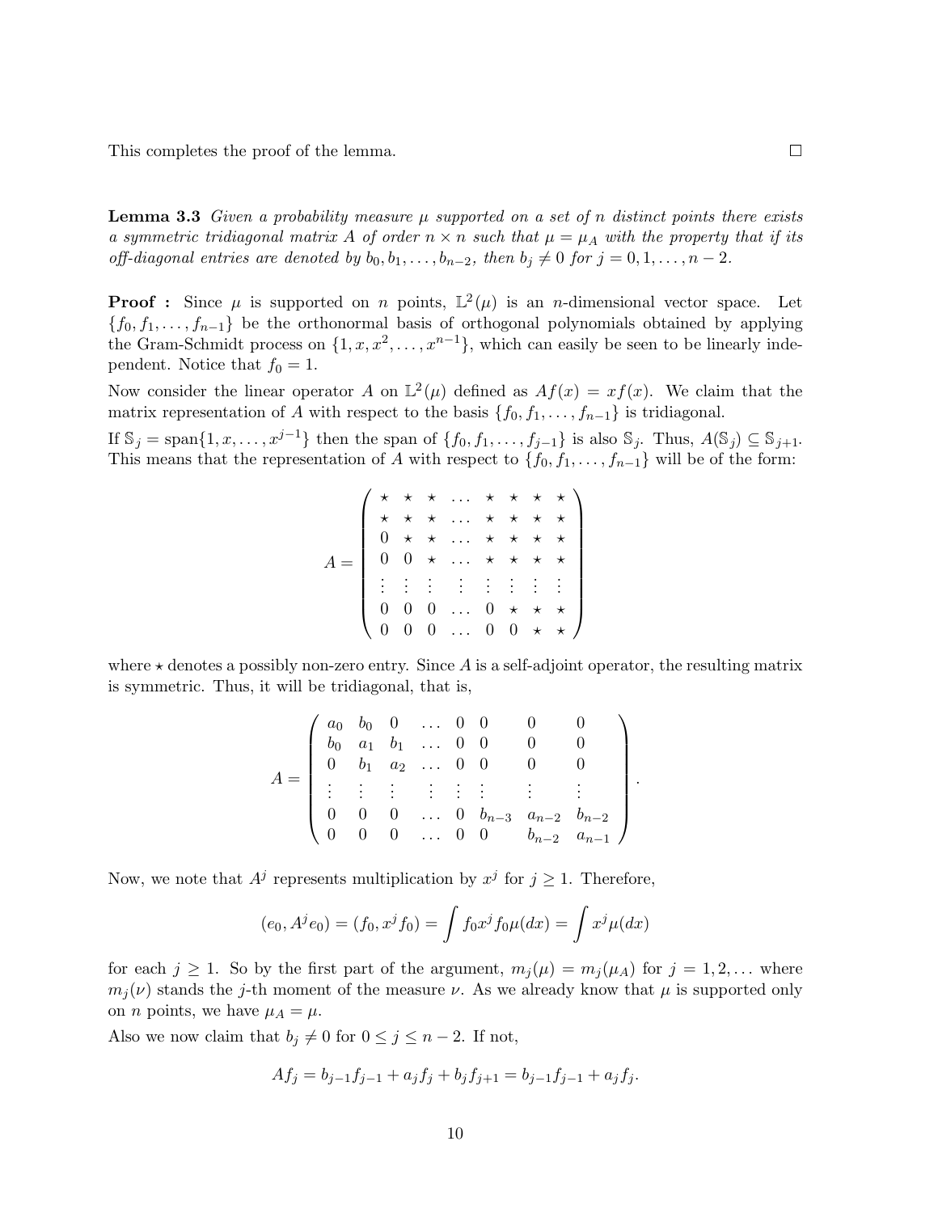This completes the proof of the lemma. $\square$

**Lemma 3.3** *Given a probability measure $\mu$ supported on a set of $n$ distinct points there exists a symmetric tridiagonal matrix $A$ of order $n \times n$ such that $\mu = \mu_A$ with the property that if its off-diagonal entries are denoted by $b_0, b_1, \ldots, b_{n-2}$, then $b_j \neq 0$ for $j = 0, 1, \ldots, n-2$.*

**Proof :** Since $\mu$ is supported on $n$ points, $\mathbb{L}^2(\mu)$ is an $n$-dimensional vector space. Let $\{f_0, f_1, \ldots, f_{n-1}\}$ be the orthonormal basis of orthogonal polynomials obtained by applying the Gram-Schmidt process on $\{1, x, x^2, \ldots, x^{n-1}\}$, which can easily be seen to be linearly independent. Notice that $f_0 = 1$.

Now consider the linear operator $A$ on $\mathbb{L}^2(\mu)$ defined as $Af(x) = xf(x)$. We claim that the matrix representation of $A$ with respect to the basis $\{f_0, f_1, \ldots, f_{n-1}\}$ is tridiagonal.

If $\mathbb{S}_j = \text{span}\{1, x, \ldots, x^{j-1}\}$ then the span of $\{f_0, f_1, \ldots, f_{j-1}\}$ is also $\mathbb{S}_j$. Thus, $A(\mathbb{S}_j) \subseteq \mathbb{S}_{j+1}$. This means that the representation of $A$ with respect to $\{f_0, f_1, \ldots, f_{n-1}\}$ will be of the form:

$$A = \begin{pmatrix} \star & \star & \star & \ldots & \star & \star & \star & \star \\ \star & \star & \star & \ldots & \star & \star & \star & \star \\ 0 & \star & \star & \ldots & \star & \star & \star & \star \\ 0 & 0 & \star & \ldots & \star & \star & \star & \star \\ \vdots & \vdots & \vdots & \vdots & \vdots & \vdots & \vdots & \vdots \\ 0 & 0 & 0 & \ldots & 0 & \star & \star & \star \\ 0 & 0 & 0 & \ldots & 0 & 0 & \star & \star \end{pmatrix}$$

where $\star$ denotes a possibly non-zero entry. Since $A$ is a self-adjoint operator, the resulting matrix is symmetric. Thus, it will be tridiagonal, that is,

$$A = \begin{pmatrix} a_0 & b_0 & 0 & \ldots & 0 & 0 & 0 & 0 \\ b_0 & a_1 & b_1 & \ldots & 0 & 0 & 0 & 0 \\ 0 & b_1 & a_2 & \ldots & 0 & 0 & 0 & 0 \\ \vdots & \vdots & \vdots & \vdots & \vdots & \vdots & \vdots & \vdots \\ 0 & 0 & 0 & \ldots & 0 & b_{n-3} & a_{n-2} & b_{n-2} \\ 0 & 0 & 0 & \ldots & 0 & 0 & b_{n-2} & a_{n-1} \end{pmatrix}.$$

Now, we note that $A^j$ represents multiplication by $x^j$ for $j \geq 1$. Therefore,

$$(e_0, A^j e_0) = (f_0, x^j f_0) = \int f_0 x^j f_0 \mu(dx) = \int x^j \mu(dx)$$

for each $j \geq 1$. So by the first part of the argument, $m_j(\mu) = m_j(\mu_A)$ for $j = 1, 2, \ldots$ where $m_j(\nu)$ stands the $j$-th moment of the measure $\nu$. As we already know that $\mu$ is supported only on $n$ points, we have $\mu_A = \mu$.

Also we now claim that $b_j \neq 0$ for $0 \leq j \leq n-2$. If not,

$$Af_j = b_{j-1}f_{j-1} + a_j f_j + b_j f_{j+1} = b_{j-1}f_{j-1} + a_j f_j.$$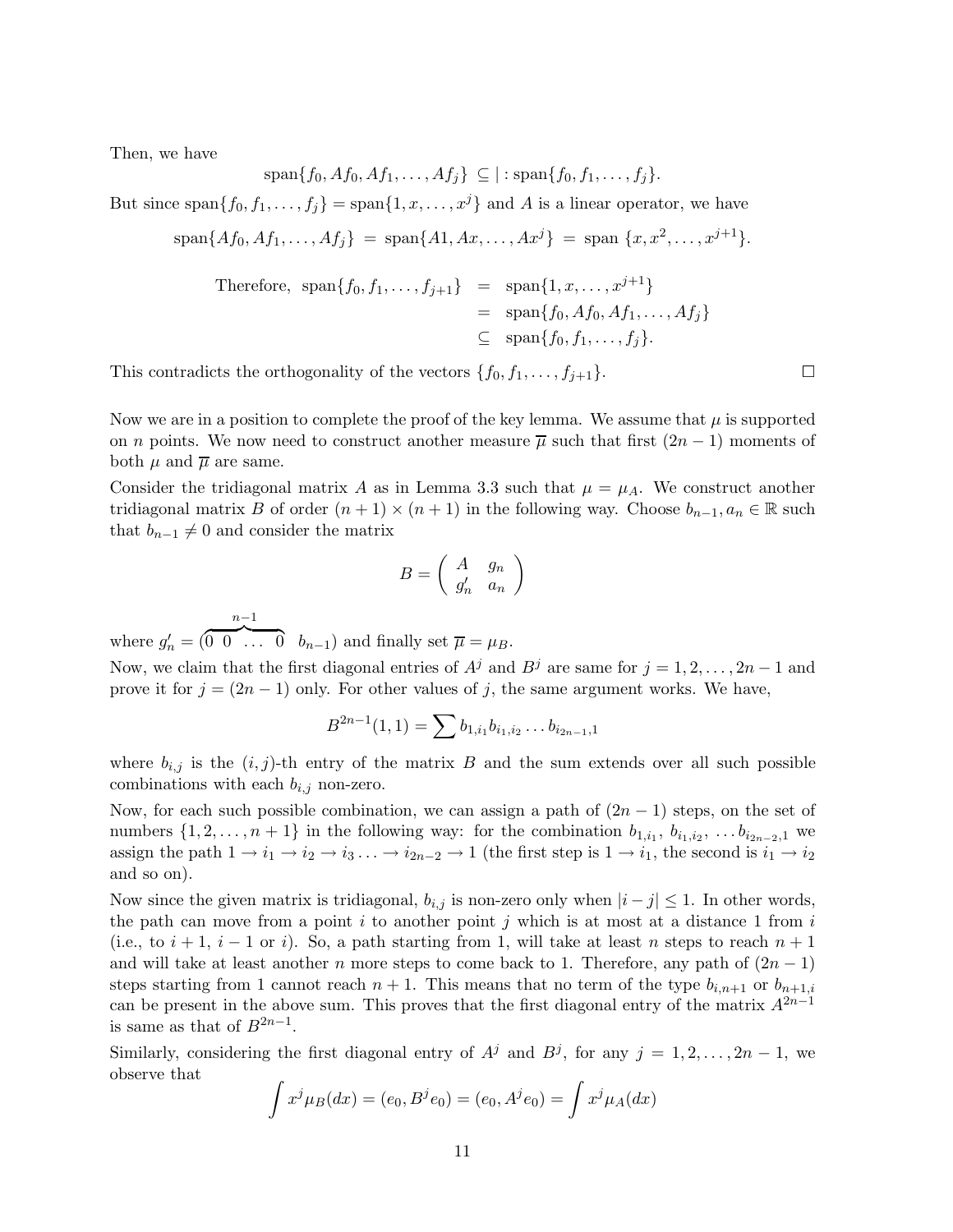Then, we have

$$\text{span}\{f_0, Af_0, Af_1, \ldots, Af_j\} \subseteq | : \text{span}\{f_0, f_1, \ldots, f_j\}.$$

But since $\text{span}\{f_0, f_1, \ldots, f_j\} = \text{span}\{1, x, \ldots, x^j\}$ and $A$ is a linear operator, we have

$$\text{span}\{Af_0, Af_1, \ldots, Af_j\} = \text{span}\{A1, Ax, \ldots, Ax^j\} = \text{span}\ \{x, x^2, \ldots, x^{j+1}\}.$$

$$\begin{aligned}
\text{Therefore, } \text{span}\{f_0, f_1, \ldots, f_{j+1}\} &= \text{span}\{1, x, \ldots, x^{j+1}\} \\
&= \text{span}\{f_0, Af_0, Af_1, \ldots, Af_j\} \\
&\subseteq \text{span}\{f_0, f_1, \ldots, f_j\}.
\end{aligned}$$

This contradicts the orthogonality of the vectors $\{f_0, f_1, \ldots, f_{j+1}\}$. □

Now we are in a position to complete the proof of the key lemma. We assume that $\mu$ is supported on $n$ points. We now need to construct another measure $\overline{\mu}$ such that first $(2n-1)$ moments of both $\mu$ and $\overline{\mu}$ are same.

Consider the tridiagonal matrix $A$ as in Lemma 3.3 such that $\mu = \mu_A$. We construct another tridiagonal matrix $B$ of order $(n+1) \times (n+1)$ in the following way. Choose $b_{n-1}, a_n \in \mathbb{R}$ such that $b_{n-1} \neq 0$ and consider the matrix

$$B = \begin{pmatrix} A & g_n \\ g_n' & a_n \end{pmatrix}$$

where $g_n' = (\overbrace{0 \ 0 \ \ldots \ 0}^{n-1} \ \ b_{n-1})$ and finally set $\overline{\mu} = \mu_B$.

Now, we claim that the first diagonal entries of $A^j$ and $B^j$ are same for $j = 1, 2, \ldots, 2n-1$ and prove it for $j = (2n-1)$ only. For other values of $j$, the same argument works. We have,

$$B^{2n-1}(1,1) = \sum b_{1,i_1} b_{i_1,i_2} \ldots b_{i_{2n-1},1}$$

where $b_{i,j}$ is the $(i,j)$-th entry of the matrix $B$ and the sum extends over all such possible combinations with each $b_{i,j}$ non-zero.

Now, for each such possible combination, we can assign a path of $(2n-1)$ steps, on the set of numbers $\{1, 2, \ldots, n+1\}$ in the following way: for the combination $b_{1,i_1}$, $b_{i_1,i_2}$, $\ldots b_{i_{2n-2},1}$ we assign the path $1 \to i_1 \to i_2 \to i_3 \ldots \to i_{2n-2} \to 1$ (the first step is $1 \to i_1$, the second is $i_1 \to i_2$ and so on).

Now since the given matrix is tridiagonal, $b_{i,j}$ is non-zero only when $|i-j| \leq 1$. In other words, the path can move from a point $i$ to another point $j$ which is at most at a distance 1 from $i$ (i.e., to $i+1$, $i-1$ or $i$). So, a path starting from 1, will take at least $n$ steps to reach $n+1$ and will take at least another $n$ more steps to come back to 1. Therefore, any path of $(2n-1)$ steps starting from 1 cannot reach $n+1$. This means that no term of the type $b_{i,n+1}$ or $b_{n+1,i}$ can be present in the above sum. This proves that the first diagonal entry of the matrix $A^{2n-1}$ is same as that of $B^{2n-1}$.

Similarly, considering the first diagonal entry of $A^j$ and $B^j$, for any $j = 1, 2, \ldots, 2n-1$, we observe that

$$\int x^j \mu_B(dx) = (e_0, B^j e_0) = (e_0, A^j e_0) = \int x^j \mu_A(dx)$$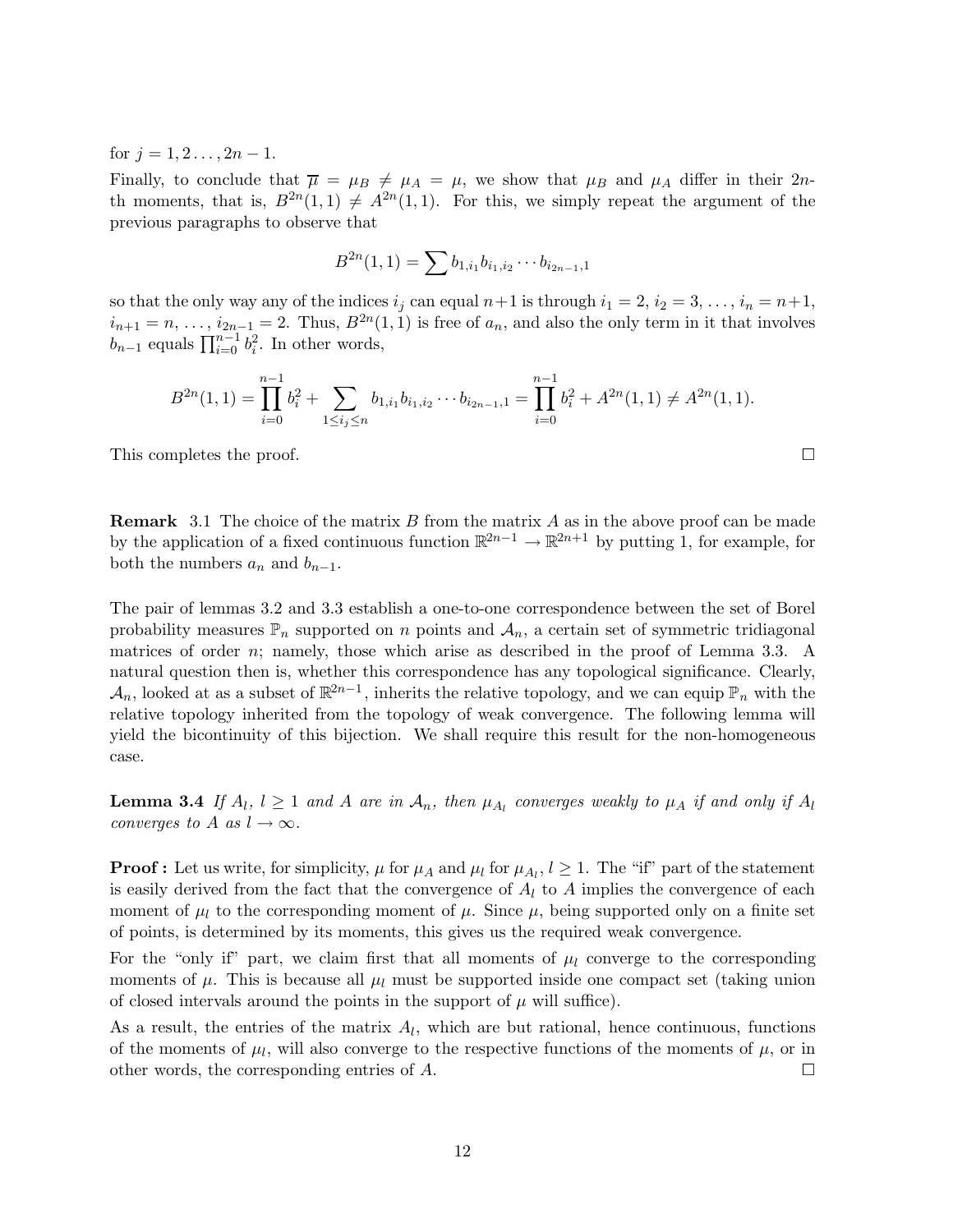for $j = 1, 2 \ldots, 2n-1$.

Finally, to conclude that $\overline{\mu} = \mu_B \neq \mu_A = \mu$, we show that $\mu_B$ and $\mu_A$ differ in their $2n$-th moments, that is, $B^{2n}(1,1) \neq A^{2n}(1,1)$. For this, we simply repeat the argument of the previous paragraphs to observe that

$$B^{2n}(1,1) = \sum b_{1,i_1} b_{i_1,i_2} \cdots b_{i_{2n-1},1}$$

so that the only way any of the indices $i_j$ can equal $n+1$ is through $i_1 = 2$, $i_2 = 3$, $\ldots$, $i_n = n+1$, $i_{n+1} = n$, $\ldots$, $i_{2n-1} = 2$. Thus, $B^{2n}(1,1)$ is free of $a_n$, and also the only term in it that involves $b_{n-1}$ equals $\prod_{i=0}^{n-1} b_i^2$. In other words,

$$B^{2n}(1,1) = \prod_{i=0}^{n-1} b_i^2 + \sum_{1 \leq i_j \leq n} b_{1,i_1} b_{i_1,i_2} \cdots b_{i_{2n-1},1} = \prod_{i=0}^{n-1} b_i^2 + A^{2n}(1,1) \neq A^{2n}(1,1).$$

This completes the proof. $\square$

**Remark** 3.1 The choice of the matrix $B$ from the matrix $A$ as in the above proof can be made by the application of a fixed continuous function $\mathbb{R}^{2n-1} \to \mathbb{R}^{2n+1}$ by putting 1, for example, for both the numbers $a_n$ and $b_{n-1}$.

The pair of lemmas 3.2 and 3.3 establish a one-to-one correspondence between the set of Borel probability measures $\mathbb{P}_n$ supported on $n$ points and $\mathcal{A}_n$, a certain set of symmetric tridiagonal matrices of order $n$; namely, those which arise as described in the proof of Lemma 3.3. A natural question then is, whether this correspondence has any topological significance. Clearly, $\mathcal{A}_n$, looked at as a subset of $\mathbb{R}^{2n-1}$, inherits the relative topology, and we can equip $\mathbb{P}_n$ with the relative topology inherited from the topology of weak convergence. The following lemma will yield the bicontinuity of this bijection. We shall require this result for the non-homogeneous case.

**Lemma 3.4** *If $A_l$, $l \geq 1$ and $A$ are in $\mathcal{A}_n$, then $\mu_{A_l}$ converges weakly to $\mu_A$ if and only if $A_l$ converges to $A$ as $l \to \infty$.*

**Proof :** Let us write, for simplicity, $\mu$ for $\mu_A$ and $\mu_l$ for $\mu_{A_l}, l \geq 1$. The "if" part of the statement is easily derived from the fact that the convergence of $A_l$ to $A$ implies the convergence of each moment of $\mu_l$ to the corresponding moment of $\mu$. Since $\mu$, being supported only on a finite set of points, is determined by its moments, this gives us the required weak convergence.

For the "only if" part, we claim first that all moments of $\mu_l$ converge to the corresponding moments of $\mu$. This is because all $\mu_l$ must be supported inside one compact set (taking union of closed intervals around the points in the support of $\mu$ will suffice).

As a result, the entries of the matrix $A_l$, which are but rational, hence continuous, functions of the moments of $\mu_l$, will also converge to the respective functions of the moments of $\mu$, or in other words, the corresponding entries of $A$. $\square$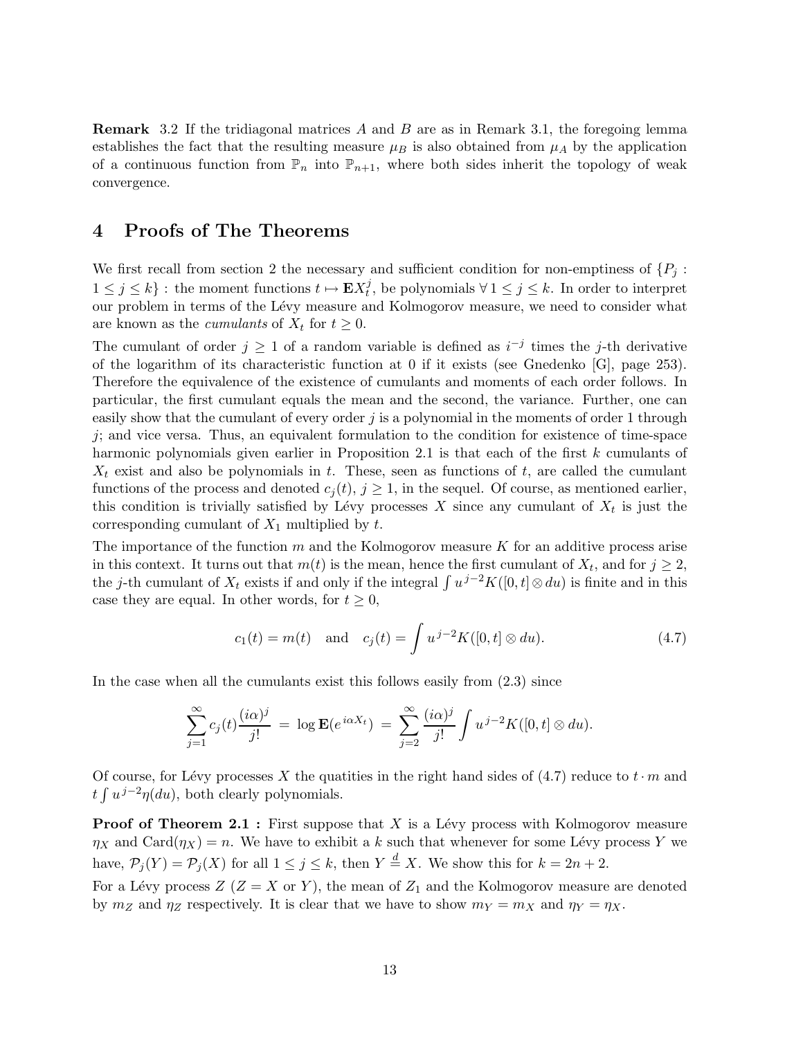**Remark** 3.2 If the tridiagonal matrices $A$ and $B$ are as in Remark 3.1, the foregoing lemma establishes the fact that the resulting measure $\mu_B$ is also obtained from $\mu_A$ by the application of a continuous function from $\mathbb{P}_n$ into $\mathbb{P}_{n+1}$, where both sides inherit the topology of weak convergence.

# 4 Proofs of The Theorems

We first recall from section 2 the necessary and sufficient condition for non-emptiness of $\{P_j : 1 \leq j \leq k\}$ : the moment functions $t \mapsto \mathbf{E}X_t^j$, be polynomials $\forall\, 1 \leq j \leq k$. In order to interpret our problem in terms of the Lévy measure and Kolmogorov measure, we need to consider what are known as the *cumulants* of $X_t$ for $t \geq 0$.

The cumulant of order $j \geq 1$ of a random variable is defined as $i^{-j}$ times the $j$-th derivative of the logarithm of its characteristic function at 0 if it exists (see Gnedenko [G], page 253). Therefore the equivalence of the existence of cumulants and moments of each order follows. In particular, the first cumulant equals the mean and the second, the variance. Further, one can easily show that the cumulant of every order $j$ is a polynomial in the moments of order 1 through $j$; and vice versa. Thus, an equivalent formulation to the condition for existence of time-space harmonic polynomials given earlier in Proposition 2.1 is that each of the first $k$ cumulants of $X_t$ exist and also be polynomials in $t$. These, seen as functions of $t$, are called the cumulant functions of the process and denoted $c_j(t)$, $j \geq 1$, in the sequel. Of course, as mentioned earlier, this condition is trivially satisfied by Lévy processes $X$ since any cumulant of $X_t$ is just the corresponding cumulant of $X_1$ multiplied by $t$.

The importance of the function $m$ and the Kolmogorov measure $K$ for an additive process arise in this context. It turns out that $m(t)$ is the mean, hence the first cumulant of $X_t$, and for $j \geq 2$, the $j$-th cumulant of $X_t$ exists if and only if the integral $\int u^{j-2} K([0,t] \otimes du)$ is finite and in this case they are equal. In other words, for $t \geq 0$,

$$c_1(t) = m(t) \quad \text{and} \quad c_j(t) = \int u^{j-2} K([0,t] \otimes du). \tag{4.7}$$

In the case when all the cumulants exist this follows easily from (2.3) since

$$\sum_{j=1}^{\infty} c_j(t) \frac{(i\alpha)^j}{j!} \;=\; \log \mathbf{E}(e^{i\alpha X_t}) \;=\; \sum_{j=2}^{\infty} \frac{(i\alpha)^j}{j!} \int u^{j-2} K([0,t] \otimes du).$$

Of course, for Lévy processes $X$ the quatities in the right hand sides of (4.7) reduce to $t \cdot m$ and $t \int u^{j-2} \eta(du)$, both clearly polynomials.

**Proof of Theorem 2.1 :** First suppose that $X$ is a Lévy process with Kolmogorov measure $\eta_X$ and $\text{Card}(\eta_X) = n$. We have to exhibit a $k$ such that whenever for some Lévy process $Y$ we have, $\mathcal{P}_j(Y) = \mathcal{P}_j(X)$ for all $1 \leq j \leq k$, then $Y \overset{d}{=} X$. We show this for $k = 2n+2$.

For a Lévy process $Z$ ($Z = X$ or $Y$), the mean of $Z_1$ and the Kolmogorov measure are denoted by $m_Z$ and $\eta_Z$ respectively. It is clear that we have to show $m_Y = m_X$ and $\eta_Y = \eta_X$.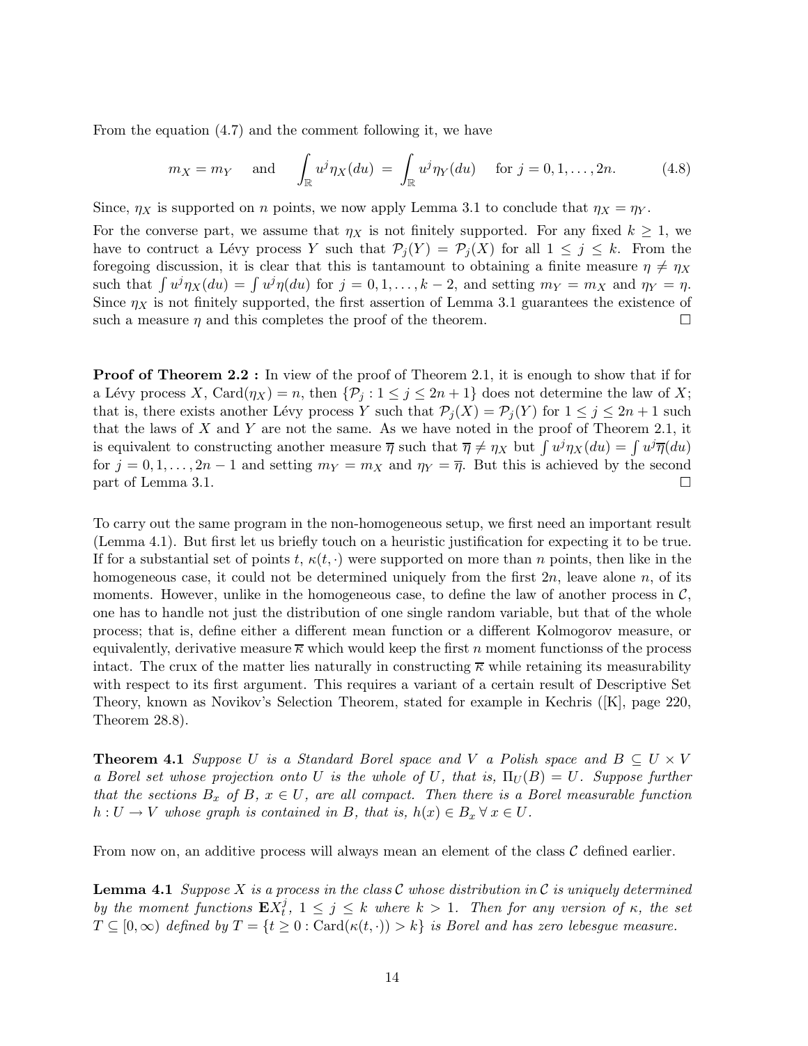From the equation (4.7) and the comment following it, we have

$$m_X = m_Y \quad \text{and} \quad \int_{\mathbb{R}} u^j \eta_X(du) \;=\; \int_{\mathbb{R}} u^j \eta_Y(du) \quad \text{for } j = 0, 1, \ldots, 2n. \tag{4.8}$$

Since, $\eta_X$ is supported on $n$ points, we now apply Lemma 3.1 to conclude that $\eta_X = \eta_Y$.

For the converse part, we assume that $\eta_X$ is not finitely supported. For any fixed $k \geq 1$, we have to contruct a Lévy process $Y$ such that $\mathcal{P}_j(Y) = \mathcal{P}_j(X)$ for all $1 \leq j \leq k$. From the foregoing discussion, it is clear that this is tantamount to obtaining a finite measure $\eta \neq \eta_X$ such that $\int u^j \eta_X(du) = \int u^j \eta(du)$ for $j = 0, 1, \ldots, k-2$, and setting $m_Y = m_X$ and $\eta_Y = \eta$. Since $\eta_X$ is not finitely supported, the first assertion of Lemma 3.1 guarantees the existence of such a measure $\eta$ and this completes the proof of the theorem. □

**Proof of Theorem 2.2 :** In view of the proof of Theorem 2.1, it is enough to show that if for a Lévy process $X$, $\mathrm{Card}(\eta_X) = n$, then $\{\mathcal{P}_j : 1 \leq j \leq 2n+1\}$ does not determine the law of $X$; that is, there exists another Lévy process $Y$ such that $\mathcal{P}_j(X) = \mathcal{P}_j(Y)$ for $1 \leq j \leq 2n+1$ such that the laws of $X$ and $Y$ are not the same. As we have noted in the proof of Theorem 2.1, it is equivalent to constructing another measure $\overline{\eta}$ such that $\overline{\eta} \neq \eta_X$ but $\int u^j \eta_X(du) = \int u^j \overline{\eta}(du)$ for $j = 0, 1, \ldots, 2n-1$ and setting $m_Y = m_X$ and $\eta_Y = \overline{\eta}$. But this is achieved by the second part of Lemma 3.1. □

To carry out the same program in the non-homogeneous setup, we first need an important result (Lemma 4.1). But first let us briefly touch on a heuristic justification for expecting it to be true. If for a substantial set of points $t$, $\kappa(t, \cdot)$ were supported on more than $n$ points, then like in the homogeneous case, it could not be determined uniquely from the first $2n$, leave alone $n$, of its moments. However, unlike in the homogeneous case, to define the law of another process in $\mathcal{C}$, one has to handle not just the distribution of one single random variable, but that of the whole process; that is, define either a different mean function or a different Kolmogorov measure, or equivalently, derivative measure $\overline{\kappa}$ which would keep the first $n$ moment functionss of the process intact. The crux of the matter lies naturally in constructing $\overline{\kappa}$ while retaining its measurability with respect to its first argument. This requires a variant of a certain result of Descriptive Set Theory, known as Novikov's Selection Theorem, stated for example in Kechris ([K], page 220, Theorem 28.8).

**Theorem 4.1** *Suppose $U$ is a Standard Borel space and $V$ a Polish space and $B \subseteq U \times V$ a Borel set whose projection onto $U$ is the whole of $U$, that is, $\Pi_U(B) = U$. Suppose further that the sections $B_x$ of $B$, $x \in U$, are all compact. Then there is a Borel measurable function $h : U \to V$ whose graph is contained in $B$, that is, $h(x) \in B_x \, \forall \, x \in U$.*

From now on, an additive process will always mean an element of the class $\mathcal{C}$ defined earlier.

**Lemma 4.1** *Suppose $X$ is a process in the class $\mathcal{C}$ whose distribution in $\mathcal{C}$ is uniquely determined by the moment functions $\mathbf{E}X_t^j$, $1 \leq j \leq k$ where $k > 1$. Then for any version of $\kappa$, the set $T \subseteq [0, \infty)$ defined by $T = \{t \geq 0 : \mathrm{Card}(\kappa(t, \cdot)) > k\}$ is Borel and has zero lebesgue measure.*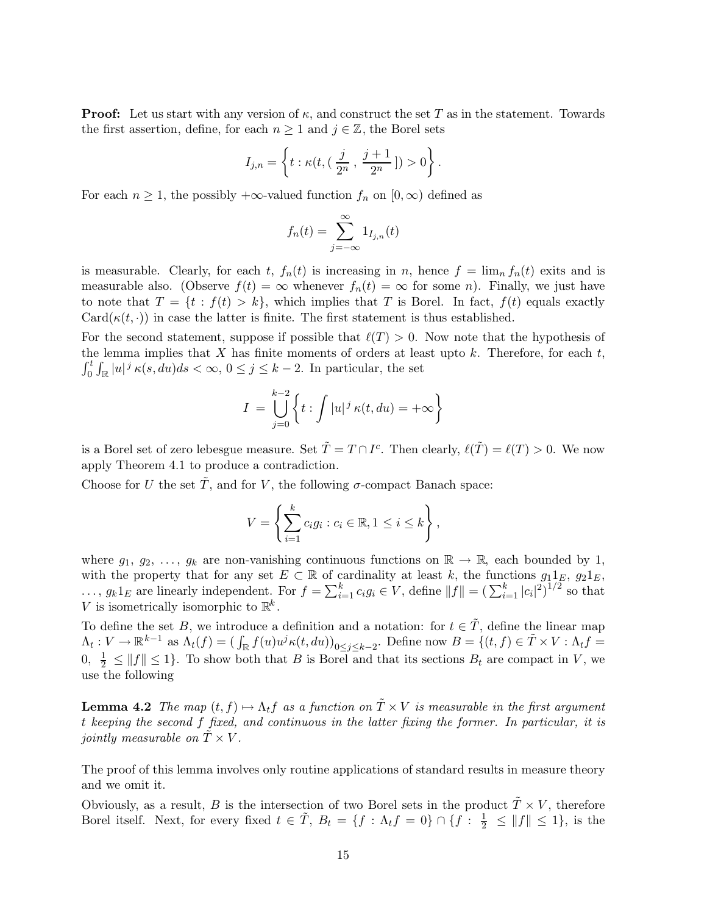**Proof:** Let us start with any version of $\kappa$, and construct the set $T$ as in the statement. Towards the first assertion, define, for each $n \geq 1$ and $j \in \mathbb{Z}$, the Borel sets

$$I_{j,n} = \left\{ t : \kappa(t, (\frac{j}{2^n}, \frac{j+1}{2^n}]) > 0 \right\}.$$

For each $n \geq 1$, the possibly $+\infty$-valued function $f_n$ on $[0, \infty)$ defined as

$$f_n(t) = \sum_{j=-\infty}^{\infty} 1_{I_{j,n}}(t)$$

is measurable. Clearly, for each $t$, $f_n(t)$ is increasing in $n$, hence $f = \lim_n f_n(t)$ exits and is measurable also. (Observe $f(t) = \infty$ whenever $f_n(t) = \infty$ for some $n$). Finally, we just have to note that $T = \{t : f(t) > k\}$, which implies that $T$ is Borel. In fact, $f(t)$ equals exactly $\text{Card}(\kappa(t, \cdot))$ in case the latter is finite. The first statement is thus established.

For the second statement, suppose if possible that $\ell(T) > 0$. Now note that the hypothesis of the lemma implies that $X$ has finite moments of orders at least upto $k$. Therefore, for each $t$, $\int_0^t \int_{\mathbb{R}} |u|^j \, \kappa(s, du) ds < \infty$, $0 \leq j \leq k-2$. In particular, the set

$$I = \bigcup_{j=0}^{k-2} \left\{ t : \int |u|^j \, \kappa(t, du) = +\infty \right\}$$

is a Borel set of zero lebesgue measure. Set $\tilde{T} = T \cap I^c$. Then clearly, $\ell(\tilde{T}) = \ell(T) > 0$. We now apply Theorem 4.1 to produce a contradiction.

Choose for $U$ the set $\tilde{T}$, and for $V$, the following $\sigma$-compact Banach space:

$$V = \left\{ \sum_{i=1}^{k} c_i g_i : c_i \in \mathbb{R}, 1 \leq i \leq k \right\},$$

where $g_1, g_2, \ldots, g_k$ are non-vanishing continuous functions on $\mathbb{R} \to \mathbb{R}$, each bounded by 1, with the property that for any set $E \subset \mathbb{R}$ of cardinality at least $k$, the functions $g_1 1_E$, $g_2 1_E$, $\ldots$, $g_k 1_E$ are linearly independent. For $f = \sum_{i=1}^{k} c_i g_i \in V$, define $\|f\| = (\sum_{i=1}^{k} |c_i|^2)^{1/2}$ so that $V$ is isometrically isomorphic to $\mathbb{R}^k$.

To define the set $B$, we introduce a definition and a notation: for $t \in \tilde{T}$, define the linear map $\Lambda_t : V \to \mathbb{R}^{k-1}$ as $\Lambda_t(f) = \left( \int_{\mathbb{R}} f(u) u^j \kappa(t, du) \right)_{0 \leq j \leq k-2}$. Define now $B = \{(t, f) \in \tilde{T} \times V : \Lambda_t f = 0, \ \frac{1}{2} \leq \|f\| \leq 1\}$. To show both that $B$ is Borel and that its sections $B_t$ are compact in $V$, we use the following

**Lemma 4.2** *The map $(t, f) \mapsto \Lambda_t f$ as a function on $\tilde{T} \times V$ is measurable in the first argument $t$ keeping the second $f$ fixed, and continuous in the latter fixing the former. In particular, it is jointly measurable on $\tilde{T} \times V$.*

The proof of this lemma involves only routine applications of standard results in measure theory and we omit it.

Obviously, as a result, $B$ is the intersection of two Borel sets in the product $\tilde{T} \times V$, therefore Borel itself. Next, for every fixed $t \in \tilde{T}$, $B_t = \{f : \Lambda_t f = 0\} \cap \{f : \frac{1}{2} \leq \|f\| \leq 1\}$, is the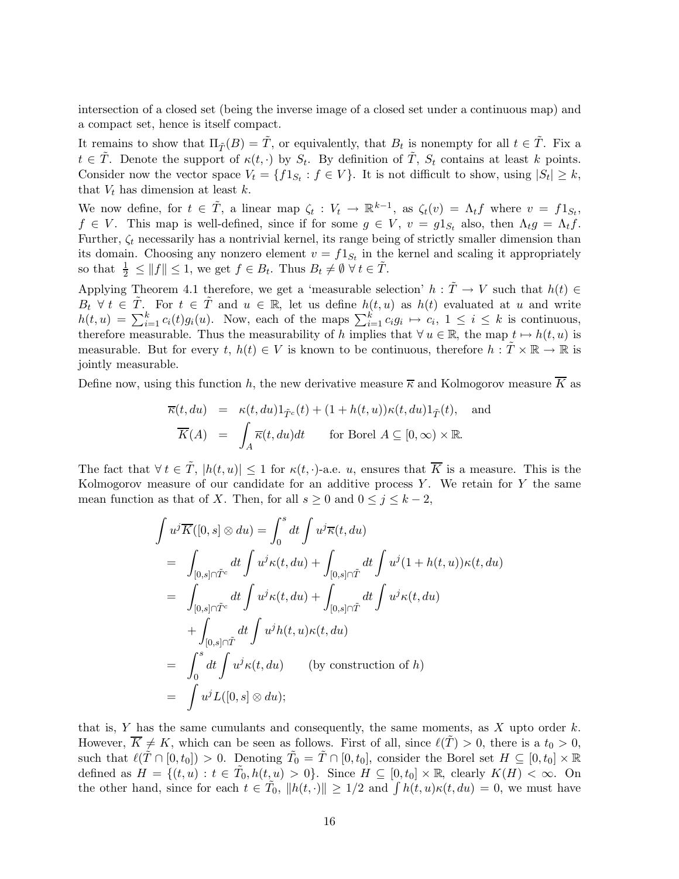intersection of a closed set (being the inverse image of a closed set under a continuous map) and a compact set, hence is itself compact.

It remains to show that $\Pi_{\tilde{T}}(B) = \tilde{T}$, or equivalently, that $B_t$ is nonempty for all $t \in \tilde{T}$. Fix a $t \in \tilde{T}$. Denote the support of $\kappa(t, \cdot)$ by $S_t$. By definition of $\tilde{T}$, $S_t$ contains at least $k$ points. Consider now the vector space $V_t = \{f 1_{S_t} : f \in V\}$. It is not difficult to show, using $|S_t| \geq k$, that $V_t$ has dimension at least $k$.

We now define, for $t \in \tilde{T}$, a linear map $\zeta_t : V_t \to \mathbb{R}^{k-1}$, as $\zeta_t(v) = \Lambda_t f$ where $v = f 1_{S_t}$, $f \in V$. This map is well-defined, since if for some $g \in V$, $v = g 1_{S_t}$ also, then $\Lambda_t g = \Lambda_t f$. Further, $\zeta_t$ necessarily has a nontrivial kernel, its range being of strictly smaller dimension than its domain. Choosing any nonzero element $v = f 1_{S_t}$ in the kernel and scaling it appropriately so that $\frac{1}{2} \leq \|f\| \leq 1$, we get $f \in B_t$. Thus $B_t \neq \emptyset \; \forall \, t \in \tilde{T}$.

Applying Theorem 4.1 therefore, we get a 'measurable selection' $h : \tilde{T} \to V$ such that $h(t) \in B_t \; \forall \, t \in \tilde{T}$. For $t \in \tilde{T}$ and $u \in \mathbb{R}$, let us define $h(t, u)$ as $h(t)$ evaluated at $u$ and write $h(t, u) = \sum_{i=1}^{k} c_i(t) g_i(u)$. Now, each of the maps $\sum_{i=1}^{k} c_i g_i \mapsto c_i$, $1 \leq i \leq k$ is continuous, therefore measurable. Thus the measurability of $h$ implies that $\forall \, u \in \mathbb{R}$, the map $t \mapsto h(t, u)$ is measurable. But for every $t$, $h(t) \in V$ is known to be continuous, therefore $h : \tilde{T} \times \mathbb{R} \to \mathbb{R}$ is jointly measurable.

Define now, using this function $h$, the new derivative measure $\overline{\kappa}$ and Kolmogorov measure $\overline{K}$ as

$$
\begin{aligned}
\overline{\kappa}(t, du) &= \kappa(t, du) 1_{\tilde{T}^c}(t) + (1 + h(t, u)) \kappa(t, du) 1_{\tilde{T}}(t), \quad \text{and} \\
\overline{K}(A) &= \int_A \overline{\kappa}(t, du) dt \qquad \text{for Borel } A \subseteq [0, \infty) \times \mathbb{R}.
\end{aligned}
$$

The fact that $\forall \, t \in \tilde{T}$, $|h(t, u)| \leq 1$ for $\kappa(t, \cdot)$-a.e. $u$, ensures that $\overline{K}$ is a measure. This is the Kolmogorov measure of our candidate for an additive process $Y$. We retain for $Y$ the same mean function as that of $X$. Then, for all $s \geq 0$ and $0 \leq j \leq k-2$,

$$
\begin{aligned}
\int u^j \overline{K}([0, s] \otimes du) &= \int_0^s dt \int u^j \overline{\kappa}(t, du) \\
&= \int_{[0,s] \cap \tilde{T}^c} dt \int u^j \kappa(t, du) + \int_{[0,s] \cap \tilde{T}} dt \int u^j (1 + h(t, u)) \kappa(t, du) \\
&= \int_{[0,s] \cap \tilde{T}^c} dt \int u^j \kappa(t, du) + \int_{[0,s] \cap \tilde{T}} dt \int u^j \kappa(t, du) \\
&\quad + \int_{[0,s] \cap \tilde{T}} dt \int u^j h(t, u) \kappa(t, du) \\
&= \int_0^s dt \int u^j \kappa(t, du) \qquad \text{(by construction of } h) \\
&= \int u^j L([0, s] \otimes du);
\end{aligned}
$$

that is, $Y$ has the same cumulants and consequently, the same moments, as $X$ upto order $k$. However, $\overline{K} \neq K$, which can be seen as follows. First of all, since $\ell(\tilde{T}) > 0$, there is a $t_0 > 0$, such that $\ell(\tilde{T} \cap [0, t_0]) > 0$. Denoting $\tilde{T}_0 = \tilde{T} \cap [0, t_0]$, consider the Borel set $H \subseteq [0, t_0] \times \mathbb{R}$ defined as $H = \{(t, u) : t \in \tilde{T}_0, h(t, u) > 0\}$. Since $H \subseteq [0, t_0] \times \mathbb{R}$, clearly $K(H) < \infty$. On the other hand, since for each $t \in \tilde{T}_0$, $\|h(t, \cdot)\| \geq 1/2$ and $\int h(t, u) \kappa(t, du) = 0$, we must have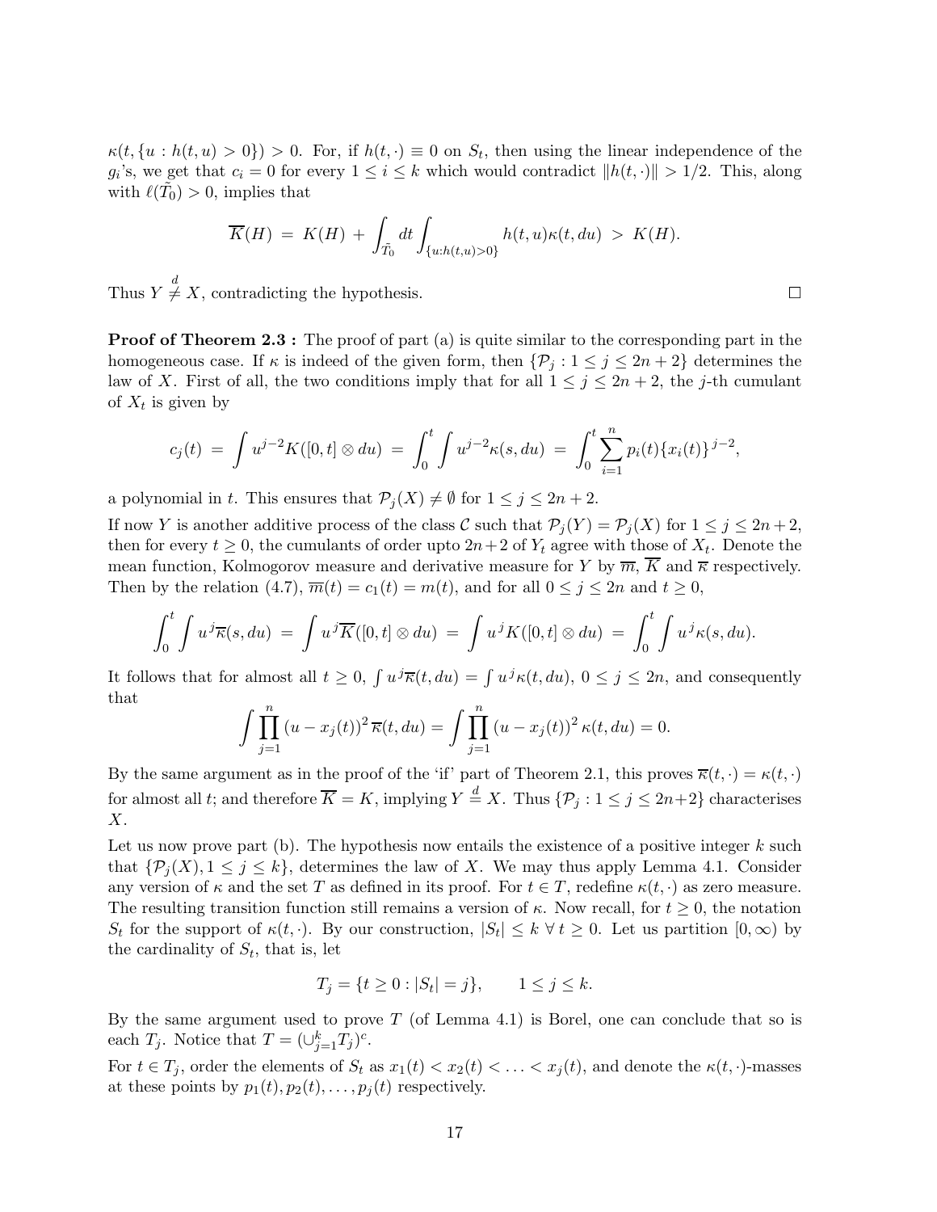$\kappa(t, \{u : h(t,u) > 0\}) > 0$. For, if $h(t, \cdot) \equiv 0$ on $S_t$, then using the linear independence of the $g_i$'s, we get that $c_i = 0$ for every $1 \le i \le k$ which would contradict $\|h(t,\cdot)\| > 1/2$. This, along with $\ell(\tilde{T}_0) > 0$, implies that

$$\overline{K}(H) \;=\; K(H) \,+\, \int_{\tilde{T}_0} dt \int_{\{u: h(t,u)>0\}} h(t,u)\kappa(t,du) \;>\; K(H).$$

Thus $Y \overset{d}{\neq} X$, contradicting the hypothesis. $\square$

**Proof of Theorem 2.3 :** The proof of part (a) is quite similar to the corresponding part in the homogeneous case. If $\kappa$ is indeed of the given form, then $\{\mathcal{P}_j : 1 \le j \le 2n+2\}$ determines the law of $X$. First of all, the two conditions imply that for all $1 \le j \le 2n+2$, the $j$-th cumulant of $X_t$ is given by

$$c_j(t) \;=\; \int u^{j-2} K([0,t] \otimes du) \;=\; \int_0^t \int u^{j-2} \kappa(s, du) \;=\; \int_0^t \sum_{i=1}^n p_i(t) \{x_i(t)\}^{j-2},$$

a polynomial in $t$. This ensures that $\mathcal{P}_j(X) \neq \emptyset$ for $1 \le j \le 2n+2$.

If now $Y$ is another additive process of the class $\mathcal{C}$ such that $\mathcal{P}_j(Y) = \mathcal{P}_j(X)$ for $1 \le j \le 2n+2$, then for every $t \ge 0$, the cumulants of order upto $2n+2$ of $Y_t$ agree with those of $X_t$. Denote the mean function, Kolmogorov measure and derivative measure for $Y$ by $\overline{m}$, $\overline{K}$ and $\overline{\kappa}$ respectively. Then by the relation (4.7), $\overline{m}(t) = c_1(t) = m(t)$, and for all $0 \le j \le 2n$ and $t \ge 0$,

$$\int_0^t \int u^j \overline{\kappa}(s, du) \;=\; \int u^j \overline{K}([0,t] \otimes du) \;=\; \int u^j K([0,t] \otimes du) \;=\; \int_0^t \int u^j \kappa(s, du).$$

It follows that for almost all $t \ge 0$, $\int u^j \overline{\kappa}(t, du) = \int u^j \kappa(t, du)$, $0 \le j \le 2n$, and consequently that

$$\int \prod_{j=1}^n (u - x_j(t))^2 \, \overline{\kappa}(t, du) = \int \prod_{j=1}^n (u - x_j(t))^2 \, \kappa(t, du) = 0.$$

By the same argument as in the proof of the 'if' part of Theorem 2.1, this proves $\overline{\kappa}(t,\cdot) = \kappa(t,\cdot)$ for almost all $t$; and therefore $\overline{K} = K$, implying $Y \overset{d}{=} X$. Thus $\{\mathcal{P}_j : 1 \le j \le 2n+2\}$ characterises $X$.

Let us now prove part (b). The hypothesis now entails the existence of a positive integer $k$ such that $\{\mathcal{P}_j(X), 1 \le j \le k\}$, determines the law of $X$. We may thus apply Lemma 4.1. Consider any version of $\kappa$ and the set $T$ as defined in its proof. For $t \in T$, redefine $\kappa(t,\cdot)$ as zero measure. The resulting transition function still remains a version of $\kappa$. Now recall, for $t \ge 0$, the notation $S_t$ for the support of $\kappa(t,\cdot)$. By our construction, $|S_t| \le k \;\forall\, t \ge 0$. Let us partition $[0,\infty)$ by the cardinality of $S_t$, that is, let

$$T_j = \{t \ge 0 : |S_t| = j\}, \qquad 1 \le j \le k.$$

By the same argument used to prove $T$ (of Lemma 4.1) is Borel, one can conclude that so is each $T_j$. Notice that $T = (\cup_{j=1}^k T_j)^c$.

For $t \in T_j$, order the elements of $S_t$ as $x_1(t) < x_2(t) < \ldots < x_j(t)$, and denote the $\kappa(t,\cdot)$-masses at these points by $p_1(t), p_2(t), \ldots, p_j(t)$ respectively.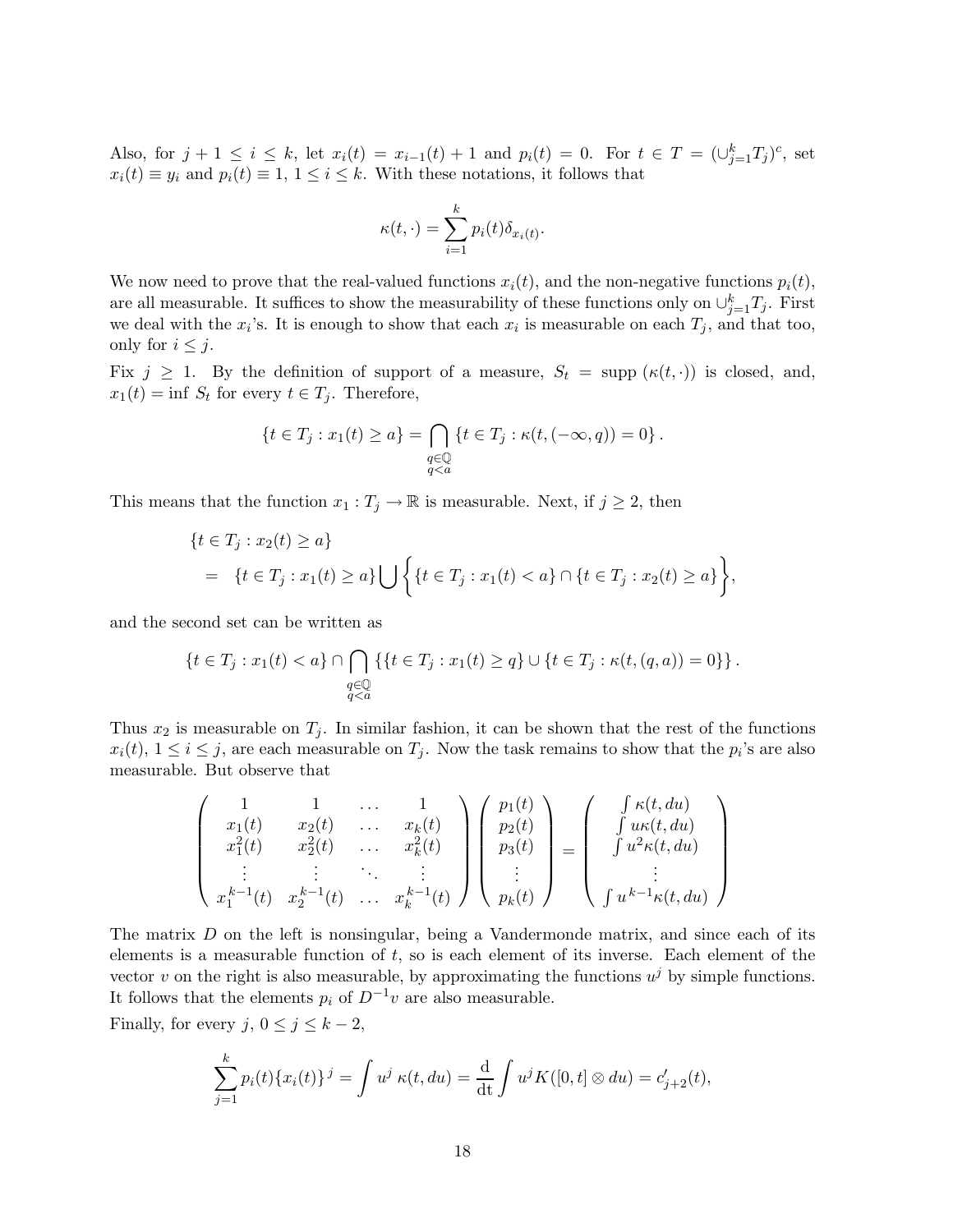Also, for $j+1 \leq i \leq k$, let $x_i(t) = x_{i-1}(t) + 1$ and $p_i(t) = 0$. For $t \in T = (\cup_{j=1}^k T_j)^c$, set $x_i(t) \equiv y_i$ and $p_i(t) \equiv 1$, $1 \leq i \leq k$. With these notations, it follows that

$$\kappa(t, \cdot) = \sum_{i=1}^{k} p_i(t) \delta_{x_i(t)}.$$

We now need to prove that the real-valued functions $x_i(t)$, and the non-negative functions $p_i(t)$, are all measurable. It suffices to show the measurability of these functions only on $\cup_{j=1}^k T_j$. First we deal with the $x_i$'s. It is enough to show that each $x_i$ is measurable on each $T_j$, and that too, only for $i \leq j$.

Fix $j \geq 1$. By the definition of support of a measure, $S_t = \text{supp}\,(\kappa(t, \cdot))$ is closed, and, $x_1(t) = \inf S_t$ for every $t \in T_j$. Therefore,

$$\{t \in T_j : x_1(t) \geq a\} = \bigcap_{\substack{q \in \mathbb{Q} \\ q < a}} \{t \in T_j : \kappa(t, (-\infty, q)) = 0\}.$$

This means that the function $x_1 : T_j \to \mathbb{R}$ is measurable. Next, if $j \geq 2$, then

$$\begin{aligned}
&\{t \in T_j : x_2(t) \geq a\} \\
&= \{t \in T_j : x_1(t) \geq a\} \bigcup \Big\{ \{t \in T_j : x_1(t) < a\} \cap \{t \in T_j : x_2(t) \geq a\} \Big\},
\end{aligned}$$

and the second set can be written as

$$\{t \in T_j : x_1(t) < a\} \cap \bigcap_{\substack{q \in \mathbb{Q} \\ q < a}} \{\{t \in T_j : x_1(t) \geq q\} \cup \{t \in T_j : \kappa(t, (q, a)) = 0\}\}.$$

Thus $x_2$ is measurable on $T_j$. In similar fashion, it can be shown that the rest of the functions $x_i(t)$, $1 \leq i \leq j$, are each measurable on $T_j$. Now the task remains to show that the $p_i$'s are also measurable. But observe that

$$\begin{pmatrix} 1 & 1 & \ldots & 1 \\ x_1(t) & x_2(t) & \ldots & x_k(t) \\ x_1^2(t) & x_2^2(t) & \ldots & x_k^2(t) \\ \vdots & \vdots & \ddots & \vdots \\ x_1^{k-1}(t) & x_2^{k-1}(t) & \ldots & x_k^{k-1}(t) \end{pmatrix} \begin{pmatrix} p_1(t) \\ p_2(t) \\ p_3(t) \\ \vdots \\ p_k(t) \end{pmatrix} = \begin{pmatrix} \int \kappa(t, du) \\ \int u \kappa(t, du) \\ \int u^2 \kappa(t, du) \\ \vdots \\ \int u^{k-1} \kappa(t, du) \end{pmatrix}$$

The matrix $D$ on the left is nonsingular, being a Vandermonde matrix, and since each of its elements is a measurable function of $t$, so is each element of its inverse. Each element of the vector $v$ on the right is also measurable, by approximating the functions $u^j$ by simple functions. It follows that the elements $p_i$ of $D^{-1}v$ are also measurable.

Finally, for every $j$, $0 \leq j \leq k-2$,

$$\sum_{j=1}^{k} p_i(t) \{x_i(t)\}^j = \int u^j \, \kappa(t, du) = \frac{\mathrm{d}}{\mathrm{dt}} \int u^j K([0, t] \otimes du) = c'_{j+2}(t),$$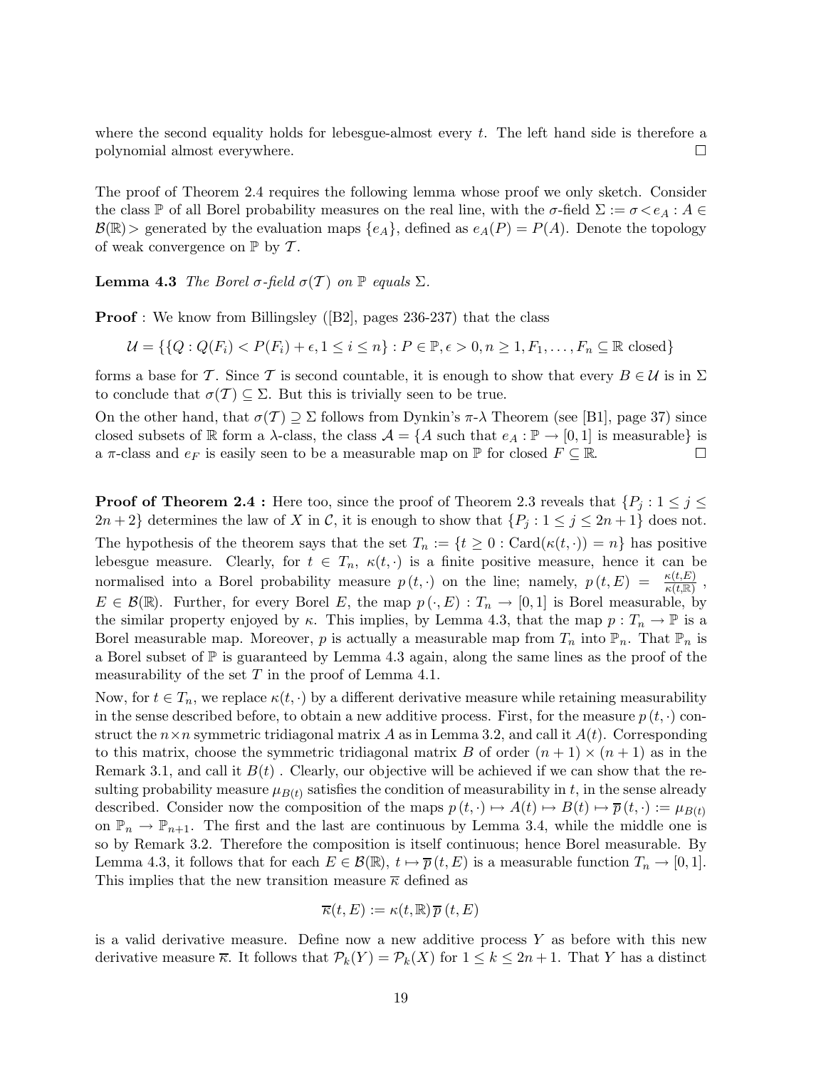where the second equality holds for lebesgue-almost every $t$. The left hand side is therefore a polynomial almost everywhere. $\square$

The proof of Theorem 2.4 requires the following lemma whose proof we only sketch. Consider the class $\mathbb{P}$ of all Borel probability measures on the real line, with the $\sigma$-field $\Sigma := \sigma < e_A : A \in \mathcal{B}(\mathbb{R}) >$ generated by the evaluation maps $\{e_A\}$, defined as $e_A(P) = P(A)$. Denote the topology of weak convergence on $\mathbb{P}$ by $\mathcal{T}$.

**Lemma 4.3** *The Borel $\sigma$-field $\sigma(\mathcal{T})$ on $\mathbb{P}$ equals $\Sigma$.*

**Proof** : We know from Billingsley ([B2], pages 236-237) that the class

$$\mathcal{U} = \{\{Q : Q(F_i) < P(F_i) + \epsilon, 1 \leq i \leq n\} : P \in \mathbb{P}, \epsilon > 0, n \geq 1, F_1, \ldots, F_n \subseteq \mathbb{R} \text{ closed}\}$$

forms a base for $\mathcal{T}$. Since $\mathcal{T}$ is second countable, it is enough to show that every $B \in \mathcal{U}$ is in $\Sigma$ to conclude that $\sigma(\mathcal{T}) \subseteq \Sigma$. But this is trivially seen to be true.

On the other hand, that $\sigma(\mathcal{T}) \supseteq \Sigma$ follows from Dynkin's $\pi$-$\lambda$ Theorem (see [B1], page 37) since closed subsets of $\mathbb{R}$ form a $\lambda$-class, the class $\mathcal{A} = \{A$ such that $e_A : \mathbb{P} \to [0,1]$ is measurable$\}$ is a $\pi$-class and $e_F$ is easily seen to be a measurable map on $\mathbb{P}$ for closed $F \subseteq \mathbb{R}$. $\square$

**Proof of Theorem 2.4 :** Here too, since the proof of Theorem 2.3 reveals that $\{P_j : 1 \leq j \leq 2n+2\}$ determines the law of $X$ in $\mathcal{C}$, it is enough to show that $\{P_j : 1 \leq j \leq 2n+1\}$ does not. The hypothesis of the theorem says that the set $T_n := \{t \geq 0 : \text{Card}(\kappa(t, \cdot)) = n\}$ has positive lebesgue measure. Clearly, for $t \in T_n$, $\kappa(t, \cdot)$ is a finite positive measure, hence it can be normalised into a Borel probability measure $p(t, \cdot)$ on the line; namely, $p(t, E) = \frac{\kappa(t,E)}{\kappa(t,\mathbb{R})}$, $E \in \mathcal{B}(\mathbb{R})$. Further, for every Borel $E$, the map $p(\cdot, E) : T_n \to [0,1]$ is Borel measurable, by the similar property enjoyed by $\kappa$. This implies, by Lemma 4.3, that the map $p : T_n \to \mathbb{P}$ is a Borel measurable map. Moreover, $p$ is actually a measurable map from $T_n$ into $\mathbb{P}_n$. That $\mathbb{P}_n$ is a Borel subset of $\mathbb{P}$ is guaranteed by Lemma 4.3 again, along the same lines as the proof of the measurability of the set $T$ in the proof of Lemma 4.1.

Now, for $t \in T_n$, we replace $\kappa(t, \cdot)$ by a different derivative measure while retaining measurability in the sense described before, to obtain a new additive process. First, for the measure $p(t, \cdot)$ construct the $n \times n$ symmetric tridiagonal matrix $A$ as in Lemma 3.2, and call it $A(t)$. Corresponding to this matrix, choose the symmetric tridiagonal matrix $B$ of order $(n+1) \times (n+1)$ as in the Remark 3.1, and call it $B(t)$ . Clearly, our objective will be achieved if we can show that the resulting probability measure $\mu_{B(t)}$ satisfies the condition of measurability in $t$, in the sense already described. Consider now the composition of the maps $p(t, \cdot) \mapsto A(t) \mapsto B(t) \mapsto \overline{p}(t, \cdot) := \mu_{B(t)}$ on $\mathbb{P}_n \to \mathbb{P}_{n+1}$. The first and the last are continuous by Lemma 3.4, while the middle one is so by Remark 3.2. Therefore the composition is itself continuous; hence Borel measurable. By Lemma 4.3, it follows that for each $E \in \mathcal{B}(\mathbb{R})$, $t \mapsto \overline{p}(t, E)$ is a measurable function $T_n \to [0,1]$. This implies that the new transition measure $\overline{\kappa}$ defined as

$$\overline{\kappa}(t, E) := \kappa(t, \mathbb{R})\, \overline{p}(t, E)$$

is a valid derivative measure. Define now a new additive process $Y$ as before with this new derivative measure $\overline{\kappa}$. It follows that $\mathcal{P}_k(Y) = \mathcal{P}_k(X)$ for $1 \leq k \leq 2n+1$. That $Y$ has a distinct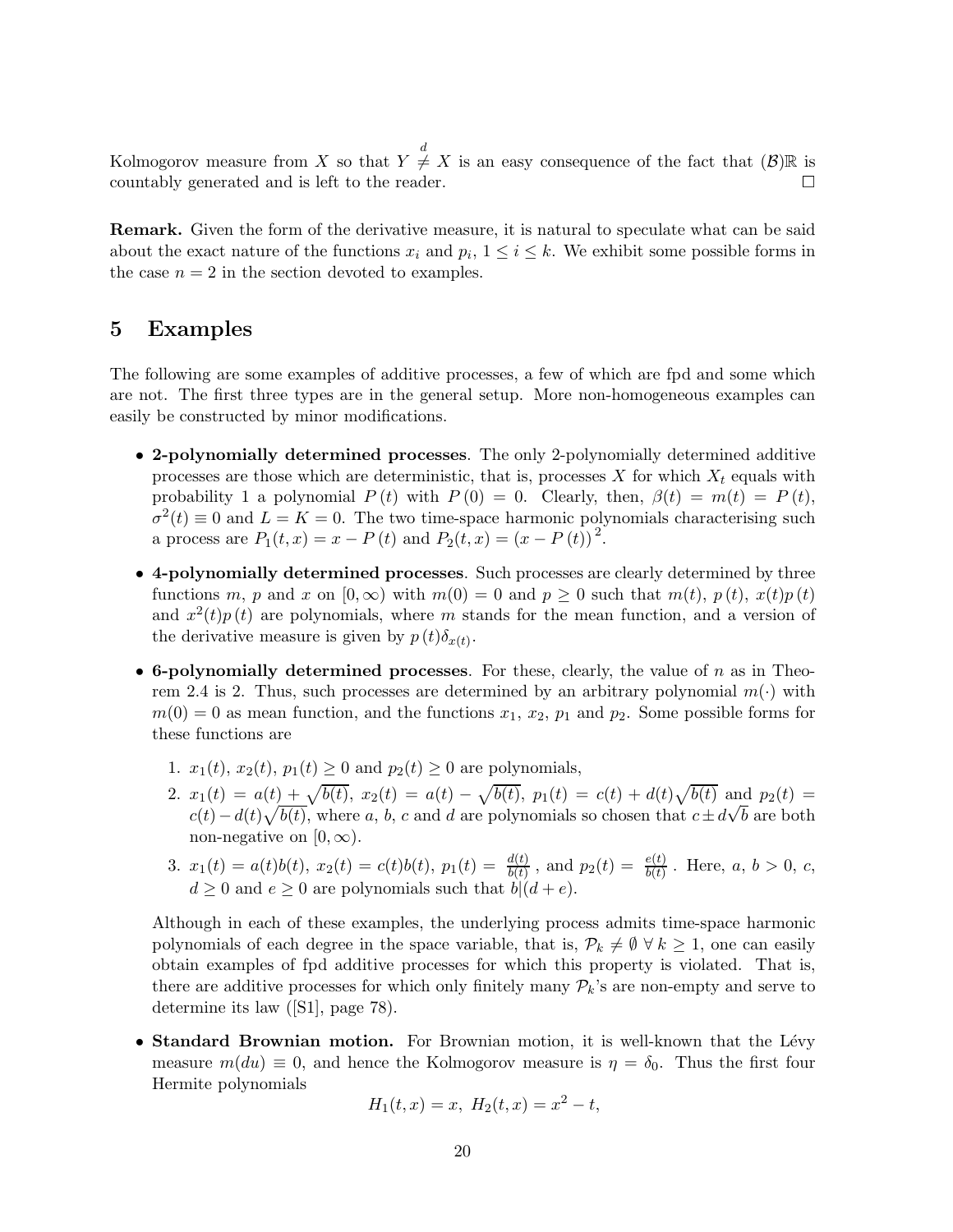Kolmogorov measure from $X$ so that $Y \overset{d}{\neq} X$ is an easy consequence of the fact that $(\mathcal{B})\mathbb{R}$ is countably generated and is left to the reader. $\square$

**Remark.** Given the form of the derivative measure, it is natural to speculate what can be said about the exact nature of the functions $x_i$ and $p_i$, $1 \leq i \leq k$. We exhibit some possible forms in the case $n = 2$ in the section devoted to examples.

## 5 Examples

The following are some examples of additive processes, a few of which are fpd and some which are not. The first three types are in the general setup. More non-homogeneous examples can easily be constructed by minor modifications.

- **2-polynomially determined processes**. The only 2-polynomially determined additive processes are those which are deterministic, that is, processes $X$ for which $X_t$ equals with probability 1 a polynomial $P(t)$ with $P(0) = 0$. Clearly, then, $\beta(t) = m(t) = P(t)$, $\sigma^2(t) \equiv 0$ and $L = K = 0$. The two time-space harmonic polynomials characterising such a process are $P_1(t, x) = x - P(t)$ and $P_2(t, x) = (x - P(t))^2$.

- **4-polynomially determined processes**. Such processes are clearly determined by three functions $m$, $p$ and $x$ on $[0, \infty)$ with $m(0) = 0$ and $p \geq 0$ such that $m(t)$, $p(t)$, $x(t)p(t)$ and $x^2(t)p(t)$ are polynomials, where $m$ stands for the mean function, and a version of the derivative measure is given by $p(t)\delta_{x(t)}$.

- **6-polynomially determined processes**. For these, clearly, the value of $n$ as in Theorem 2.4 is 2. Thus, such processes are determined by an arbitrary polynomial $m(\cdot)$ with $m(0) = 0$ as mean function, and the functions $x_1$, $x_2$, $p_1$ and $p_2$. Some possible forms for these functions are

  1. $x_1(t)$, $x_2(t)$, $p_1(t) \geq 0$ and $p_2(t) \geq 0$ are polynomials,
  2. $x_1(t) = a(t) + \sqrt{b(t)}$, $x_2(t) = a(t) - \sqrt{b(t)}$, $p_1(t) = c(t) + d(t)\sqrt{b(t)}$ and $p_2(t) = c(t) - d(t)\sqrt{b(t)}$, where $a$, $b$, $c$ and $d$ are polynomials so chosen that $c \pm d\sqrt{b}$ are both non-negative on $[0, \infty)$.
  3. $x_1(t) = a(t)b(t)$, $x_2(t) = c(t)b(t)$, $p_1(t) = \frac{d(t)}{b(t)}$, and $p_2(t) = \frac{e(t)}{b(t)}$. Here, $a$, $b > 0$, $c$, $d \geq 0$ and $e \geq 0$ are polynomials such that $b|(d + e)$.

  Although in each of these examples, the underlying process admits time-space harmonic polynomials of each degree in the space variable, that is, $\mathcal{P}_k \neq \emptyset \ \forall\, k \geq 1$, one can easily obtain examples of fpd additive processes for which this property is violated. That is, there are additive processes for which only finitely many $\mathcal{P}_k$'s are non-empty and serve to determine its law ([S1], page 78).

- **Standard Brownian motion.** For Brownian motion, it is well-known that the Lévy measure $m(du) \equiv 0$, and hence the Kolmogorov measure is $\eta = \delta_0$. Thus the first four Hermite polynomials

$$H_1(t, x) = x, \ H_2(t, x) = x^2 - t,$$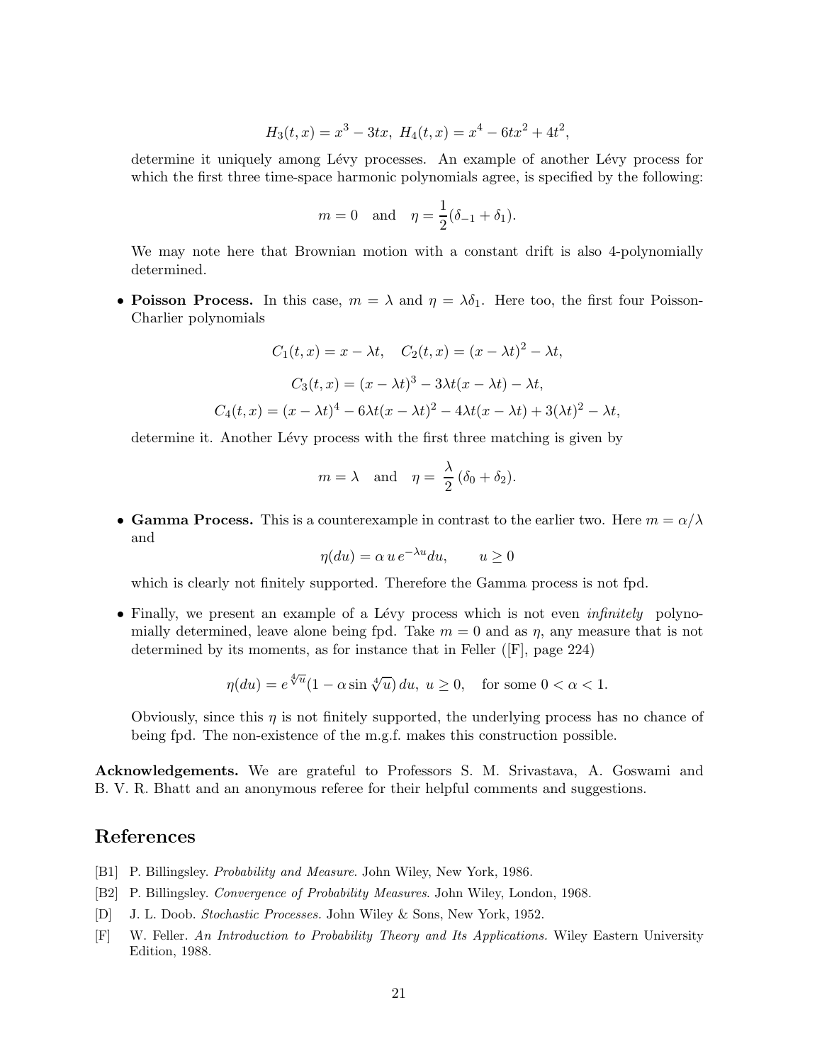$$H_3(t, x) = x^3 - 3tx, \; H_4(t, x) = x^4 - 6tx^2 + 4t^2,$$

determine it uniquely among Lévy processes. An example of another Lévy process for which the first three time-space harmonic polynomials agree, is specified by the following:

$$m = 0 \quad \text{and} \quad \eta = \frac{1}{2}(\delta_{-1} + \delta_1).$$

We may note here that Brownian motion with a constant drift is also 4-polynomially determined.

- **Poisson Process.** In this case, $m = \lambda$ and $\eta = \lambda\delta_1$. Here too, the first four Poisson-Charlier polynomials

  $$C_1(t, x) = x - \lambda t, \quad C_2(t, x) = (x - \lambda t)^2 - \lambda t,$$

  $$C_3(t, x) = (x - \lambda t)^3 - 3\lambda t(x - \lambda t) - \lambda t,$$

  $$C_4(t, x) = (x - \lambda t)^4 - 6\lambda t(x - \lambda t)^2 - 4\lambda t(x - \lambda t) + 3(\lambda t)^2 - \lambda t,$$

  determine it. Another Lévy process with the first three matching is given by

  $$m = \lambda \quad \text{and} \quad \eta = \frac{\lambda}{2}(\delta_0 + \delta_2).$$

- **Gamma Process.** This is a counterexample in contrast to the earlier two. Here $m = \alpha/\lambda$ and

  $$\eta(du) = \alpha \, u \, e^{-\lambda u} du, \qquad u \geq 0$$

  which is clearly not finitely supported. Therefore the Gamma process is not fpd.

- Finally, we present an example of a Lévy process which is not even *infinitely* polynomially determined, leave alone being fpd. Take $m = 0$ and as $\eta$, any measure that is not determined by its moments, as for instance that in Feller ([F], page 224)

  $$\eta(du) = e^{\sqrt[4]{u}}(1 - \alpha \sin \sqrt[4]{u}) \, du, \; u \geq 0, \quad \text{for some } 0 < \alpha < 1.$$

  Obviously, since this $\eta$ is not finitely supported, the underlying process has no chance of being fpd. The non-existence of the m.g.f. makes this construction possible.

**Acknowledgements.** We are grateful to Professors S. M. Srivastava, A. Goswami and B. V. R. Bhatt and an anonymous referee for their helpful comments and suggestions.

## References

[B1] P. Billingsley. *Probability and Measure*. John Wiley, New York, 1986.

[B2] P. Billingsley. *Convergence of Probability Measures*. John Wiley, London, 1968.

[D] J. L. Doob. *Stochastic Processes.* John Wiley & Sons, New York, 1952.

[F] W. Feller. *An Introduction to Probability Theory and Its Applications.* Wiley Eastern University Edition, 1988.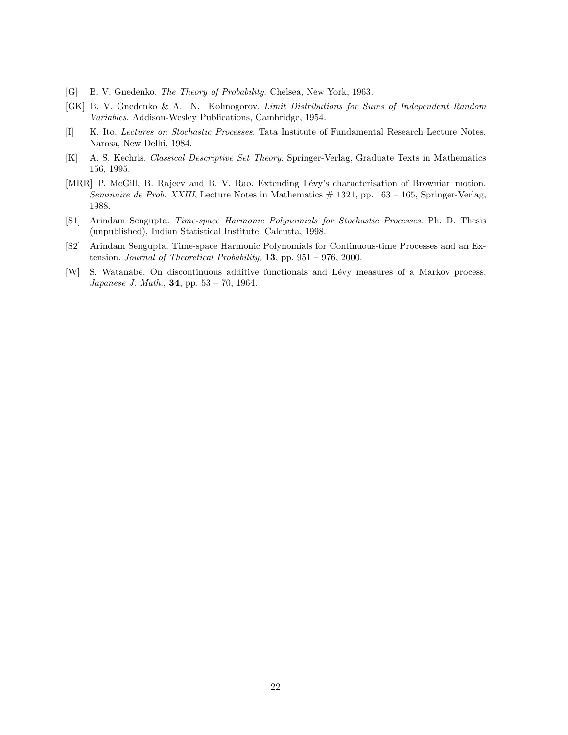[G] B. V. Gnedenko. *The Theory of Probability.* Chelsea, New York, 1963.

[GK] B. V. Gnedenko & A. N. Kolmogorov. *Limit Distributions for Sums of Independent Random Variables.* Addison-Wesley Publications, Cambridge, 1954.

[I] K. Ito. *Lectures on Stochastic Processes*. Tata Institute of Fundamental Research Lecture Notes. Narosa, New Delhi, 1984.

[K] A. S. Kechris. *Classical Descriptive Set Theory.* Springer-Verlag, Graduate Texts in Mathematics 156, 1995.

[MRR] P. McGill, B. Rajeev and B. V. Rao. Extending Lévy's characterisation of Brownian motion. *Seminaire de Prob. XXIII*, Lecture Notes in Mathematics # 1321, pp. 163 – 165, Springer-Verlag, 1988.

[S1] Arindam Sengupta. *Time-space Harmonic Polynomials for Stochastic Processes.* Ph. D. Thesis (unpublished), Indian Statistical Institute, Calcutta, 1998.

[S2] Arindam Sengupta. Time-space Harmonic Polynomials for Continuous-time Processes and an Extension. *Journal of Theoretical Probability*, **13**, pp. 951 – 976, 2000.

[W] S. Watanabe. On discontinuous additive functionals and Lévy measures of a Markov process. *Japanese J. Math.*, **34**, pp. 53 – 70, 1964.